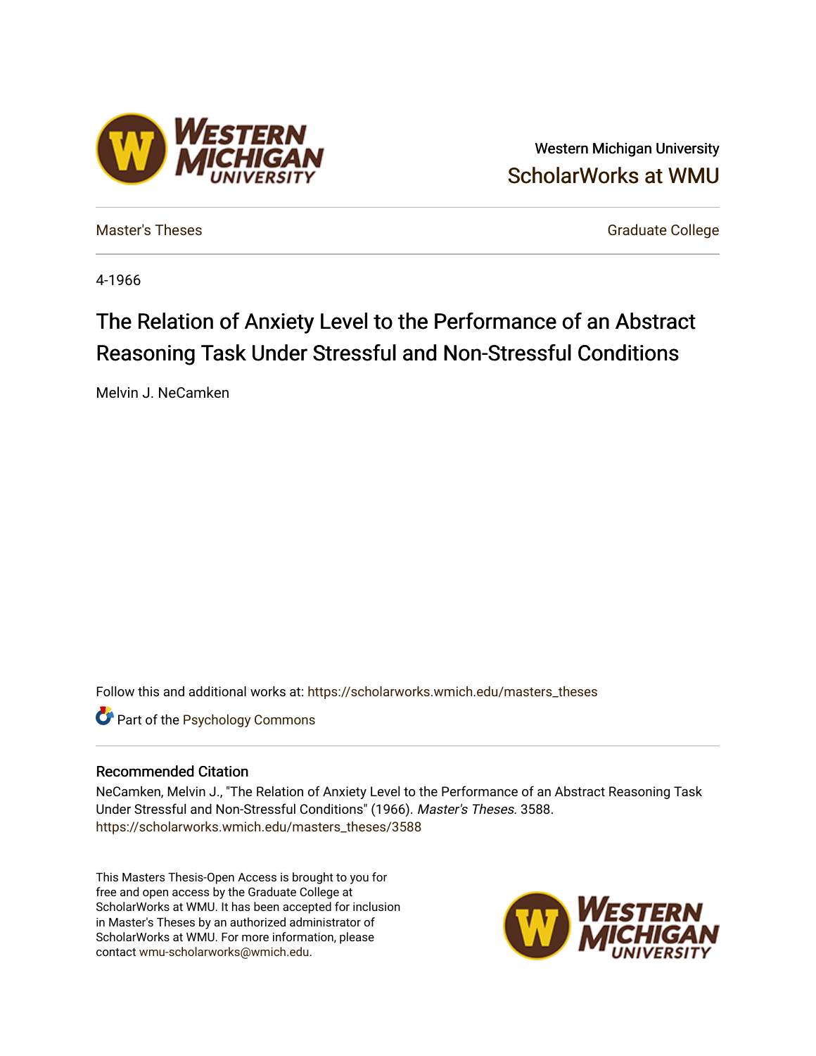Western Michigan University

ScholarWorks at WMU

Master's Theses

Graduate College

4-1966

# The Relation of Anxiety Level to the Performance of an Abstract Reasoning Task Under Stressful and Non-Stressful Conditions

Melvin J. NeCamken

Follow this and additional works at: https://scholarworks.wmich.edu/masters_theses

Part of the Psychology Commons

## Recommended Citation

NeCamken, Melvin J., "The Relation of Anxiety Level to the Performance of an Abstract Reasoning Task Under Stressful and Non-Stressful Conditions" (1966). *Master's Theses*. 3588.
https://scholarworks.wmich.edu/masters_theses/3588

This Masters Thesis-Open Access is brought to you for free and open access by the Graduate College at ScholarWorks at WMU. It has been accepted for inclusion in Master's Theses by an authorized administrator of ScholarWorks at WMU. For more information, please contact wmu-scholarworks@wmich.edu.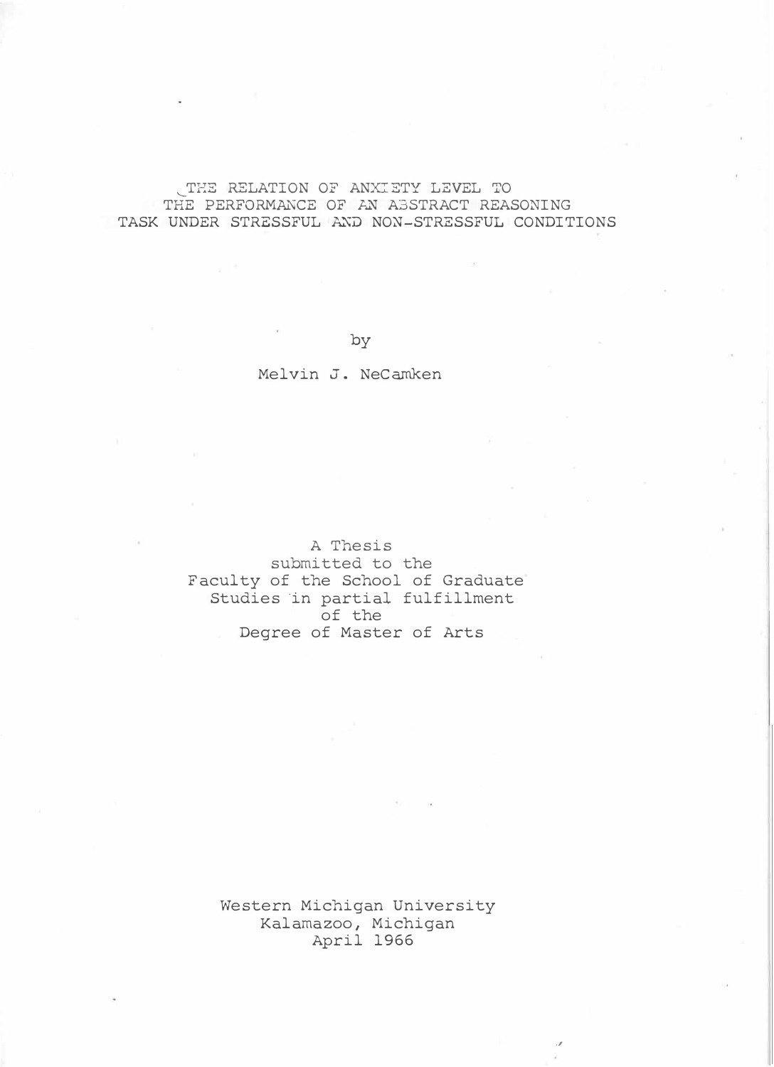# THE RELATION OF ANXIETY LEVEL TO THE PERFORMANCE OF AN ABSTRACT REASONING TASK UNDER STRESSFUL AND NON-STRESSFUL CONDITIONS

by

Melvin J. NeCamken

A Thesis
submitted to the
Faculty of the School of Graduate
Studies in partial fulfillment
of the
Degree of Master of Arts

Western Michigan University
Kalamazoo, Michigan
April 1966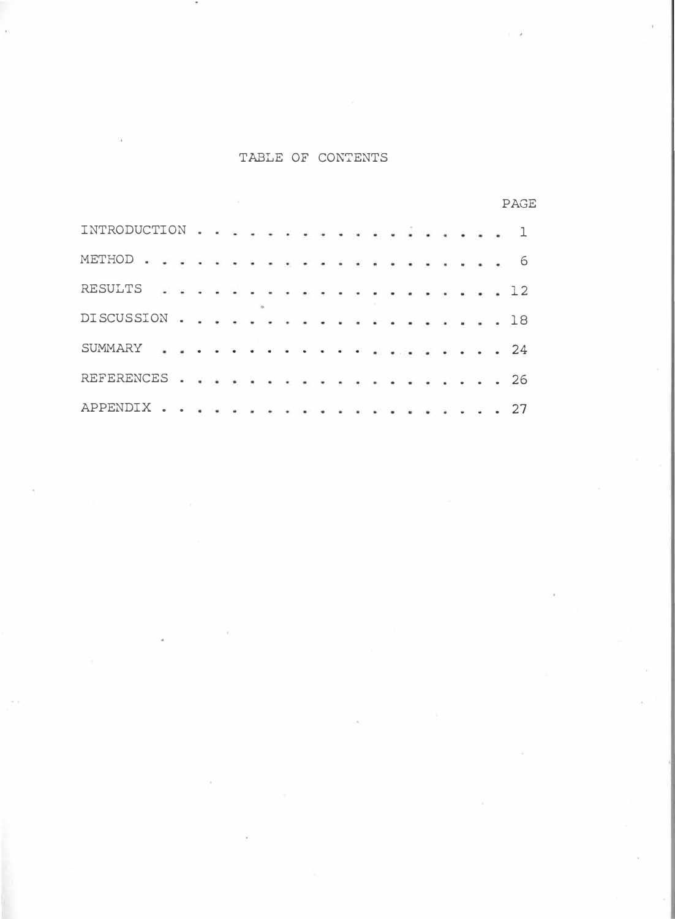# TABLE OF CONTENTS

| | PAGE |
|---|---|
| INTRODUCTION | 1 |
| METHOD | 6 |
| RESULTS | 12 |
| DISCUSSION | 18 |
| SUMMARY | 24 |
| REFERENCES | 26 |
| APPENDIX | 27 |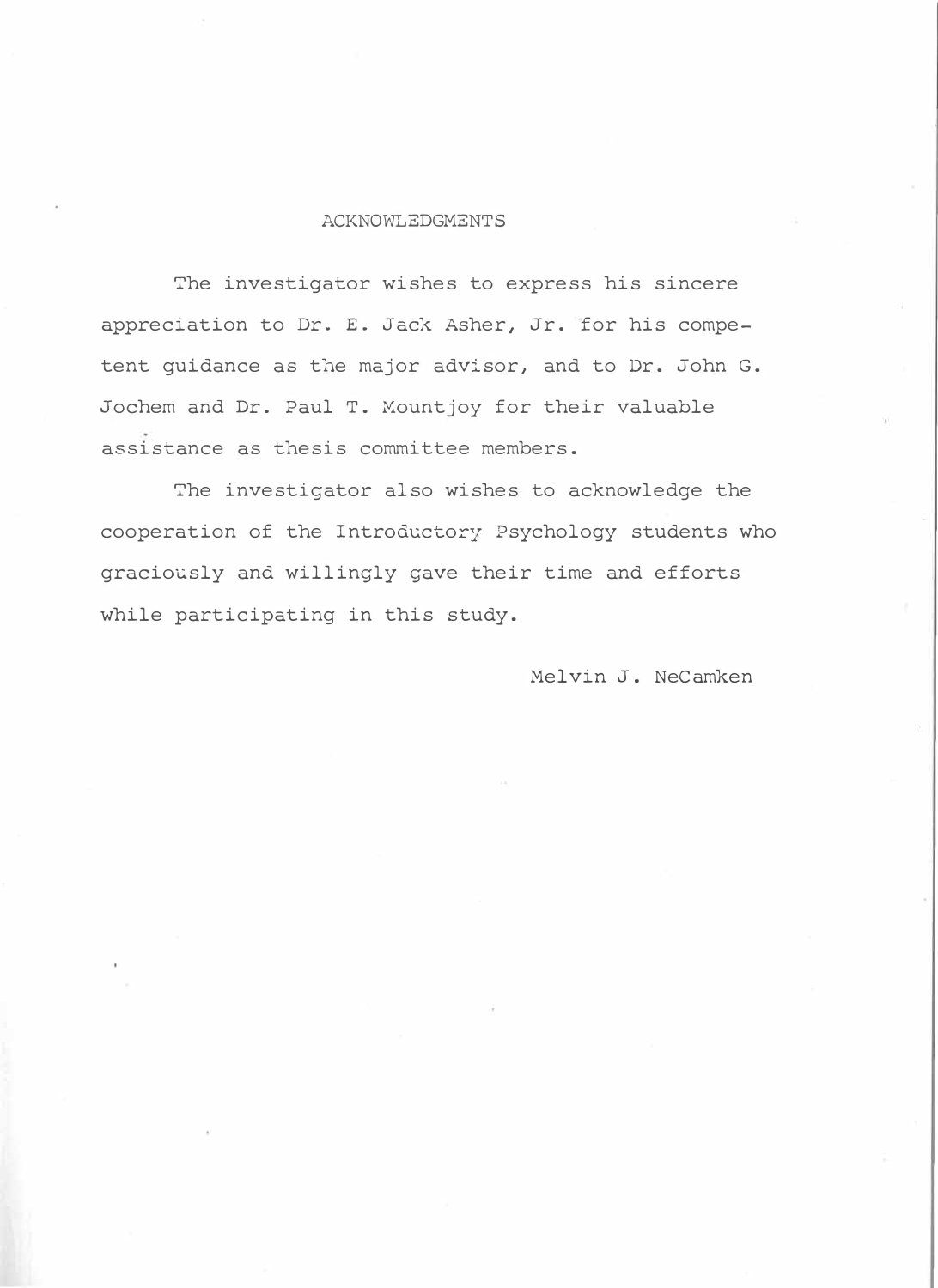# ACKNOWLEDGMENTS

The investigator wishes to express his sincere appreciation to Dr. E. Jack Asher, Jr. for his competent guidance as the major advisor, and to Dr. John G. Jochem and Dr. Paul T. Mountjoy for their valuable assistance as thesis committee members.

The investigator also wishes to acknowledge the cooperation of the Introductory Psychology students who graciously and willingly gave their time and efforts while participating in this study.

Melvin J. NeCamken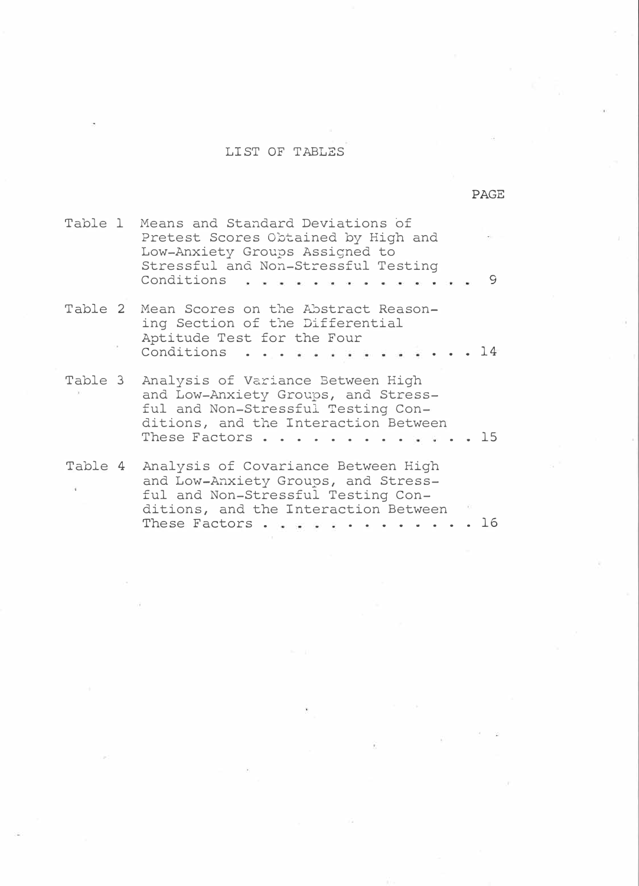# LIST OF TABLES

| | | PAGE |
|---|---|---|
| Table 1 | Means and Standard Deviations of Pretest Scores Obtained by High and Low-Anxiety Groups Assigned to Stressful and Non-Stressful Testing Conditions | 9 |
| Table 2 | Mean Scores on the Abstract Reasoning Section of the Differential Aptitude Test for the Four Conditions | 14 |
| Table 3 | Analysis of Variance Between High and Low-Anxiety Groups, and Stressful and Non-Stressful Testing Conditions, and the Interaction Between These Factors | 15 |
| Table 4 | Analysis of Covariance Between High and Low-Anxiety Groups, and Stressful and Non-Stressful Testing Conditions, and the Interaction Between These Factors | 16 |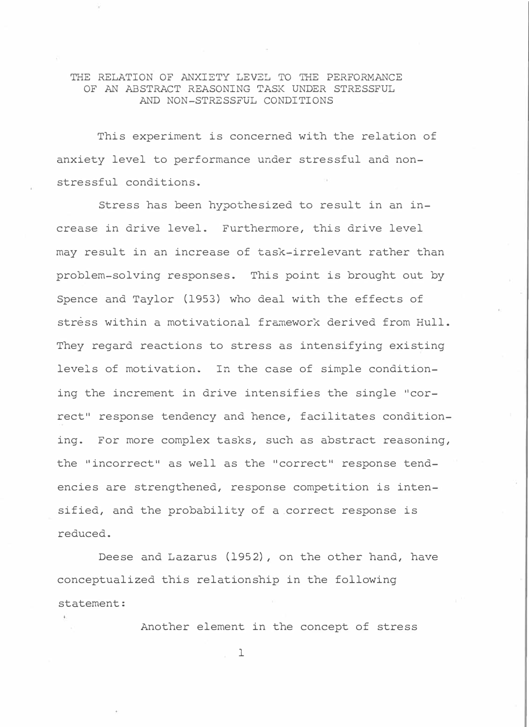# THE RELATION OF ANXIETY LEVEL TO THE PERFORMANCE OF AN ABSTRACT REASONING TASK UNDER STRESSFUL AND NON-STRESSFUL CONDITIONS

This experiment is concerned with the relation of anxiety level to performance under stressful and non-stressful conditions.

Stress has been hypothesized to result in an increase in drive level. Furthermore, this drive level may result in an increase of task-irrelevant rather than problem-solving responses. This point is brought out by Spence and Taylor (1953) who deal with the effects of stress within a motivational framework derived from Hull. They regard reactions to stress as intensifying existing levels of motivation. In the case of simple conditioning the increment in drive intensifies the single "correct" response tendency and hence, facilitates conditioning. For more complex tasks, such as abstract reasoning, the "incorrect" as well as the "correct" response tendencies are strengthened, response competition is intensified, and the probability of a correct response is reduced.

Deese and Lazarus (1952), on the other hand, have conceptualized this relationship in the following statement:

> Another element in the concept of stress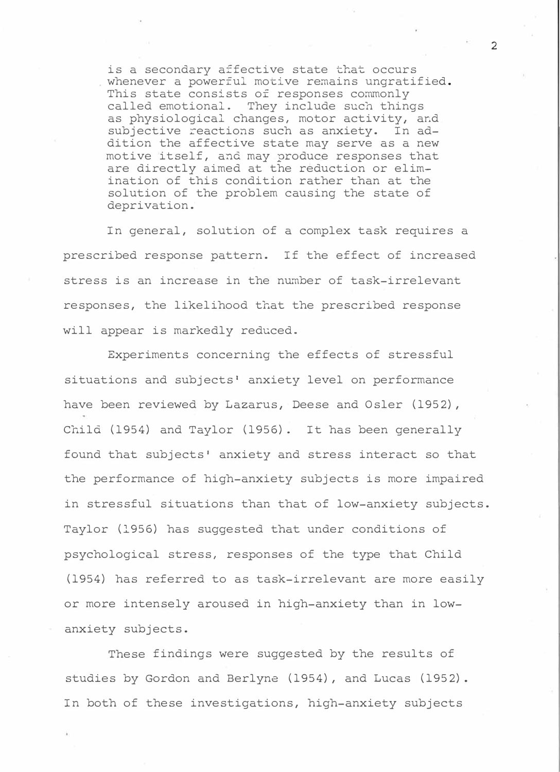> is a secondary affective state that occurs whenever a powerful motive remains ungratified. This state consists of responses commonly called emotional. They include such things as physiological changes, motor activity, and subjective reactions such as anxiety. In addition the affective state may serve as a new motive itself, and may produce responses that are directly aimed at the reduction or elimination of this condition rather than at the solution of the problem causing the state of deprivation.

In general, solution of a complex task requires a prescribed response pattern. If the effect of increased stress is an increase in the number of task-irrelevant responses, the likelihood that the prescribed response will appear is markedly reduced.

Experiments concerning the effects of stressful situations and subjects' anxiety level on performance have been reviewed by Lazarus, Deese and Osler (1952), Child (1954) and Taylor (1956). It has been generally found that subjects' anxiety and stress interact so that the performance of high-anxiety subjects is more impaired in stressful situations than that of low-anxiety subjects. Taylor (1956) has suggested that under conditions of psychological stress, responses of the type that Child (1954) has referred to as task-irrelevant are more easily or more intensely aroused in high-anxiety than in low-anxiety subjects.

These findings were suggested by the results of studies by Gordon and Berlyne (1954), and Lucas (1952). In both of these investigations, high-anxiety subjects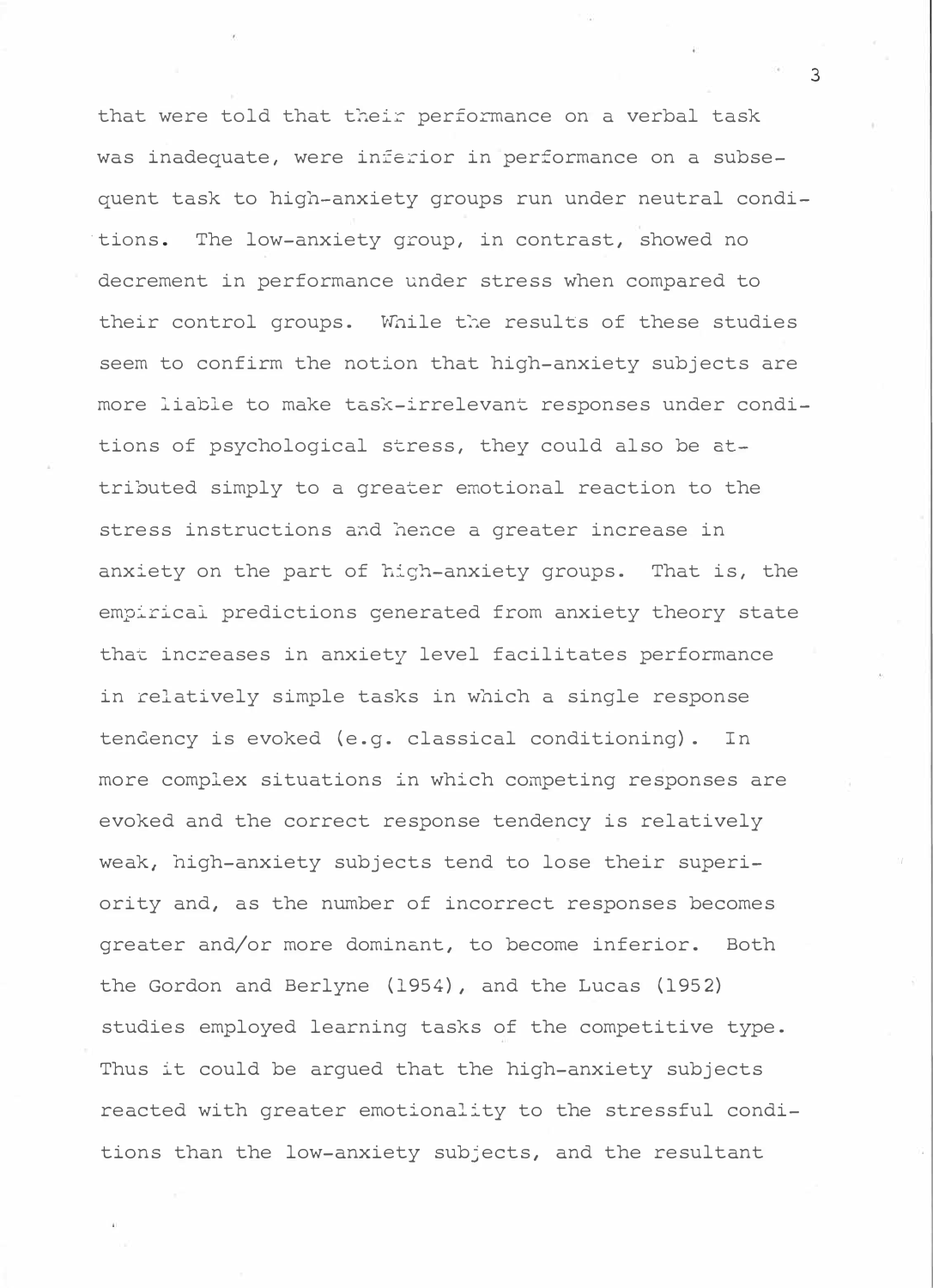that were told that their performance on a verbal task was inadequate, were inferior in performance on a subsequent task to high-anxiety groups run under neutral conditions. The low-anxiety group, in contrast, showed no decrement in performance under stress when compared to their control groups. While the results of these studies seem to confirm the notion that high-anxiety subjects are more liable to make task-irrelevant responses under conditions of psychological stress, they could also be attributed simply to a greater emotional reaction to the stress instructions and hence a greater increase in anxiety on the part of high-anxiety groups. That is, the empirical predictions generated from anxiety theory state that increases in anxiety level facilitates performance in relatively simple tasks in which a single response tendency is evoked (e.g. classical conditioning). In more complex situations in which competing responses are evoked and the correct response tendency is relatively weak, high-anxiety subjects tend to lose their superiority and, as the number of incorrect responses becomes greater and/or more dominant, to become inferior. Both the Gordon and Berlyne (1954), and the Lucas (1952) studies employed learning tasks of the competitive type. Thus it could be argued that the high-anxiety subjects reacted with greater emotionality to the stressful conditions than the low-anxiety subjects, and the resultant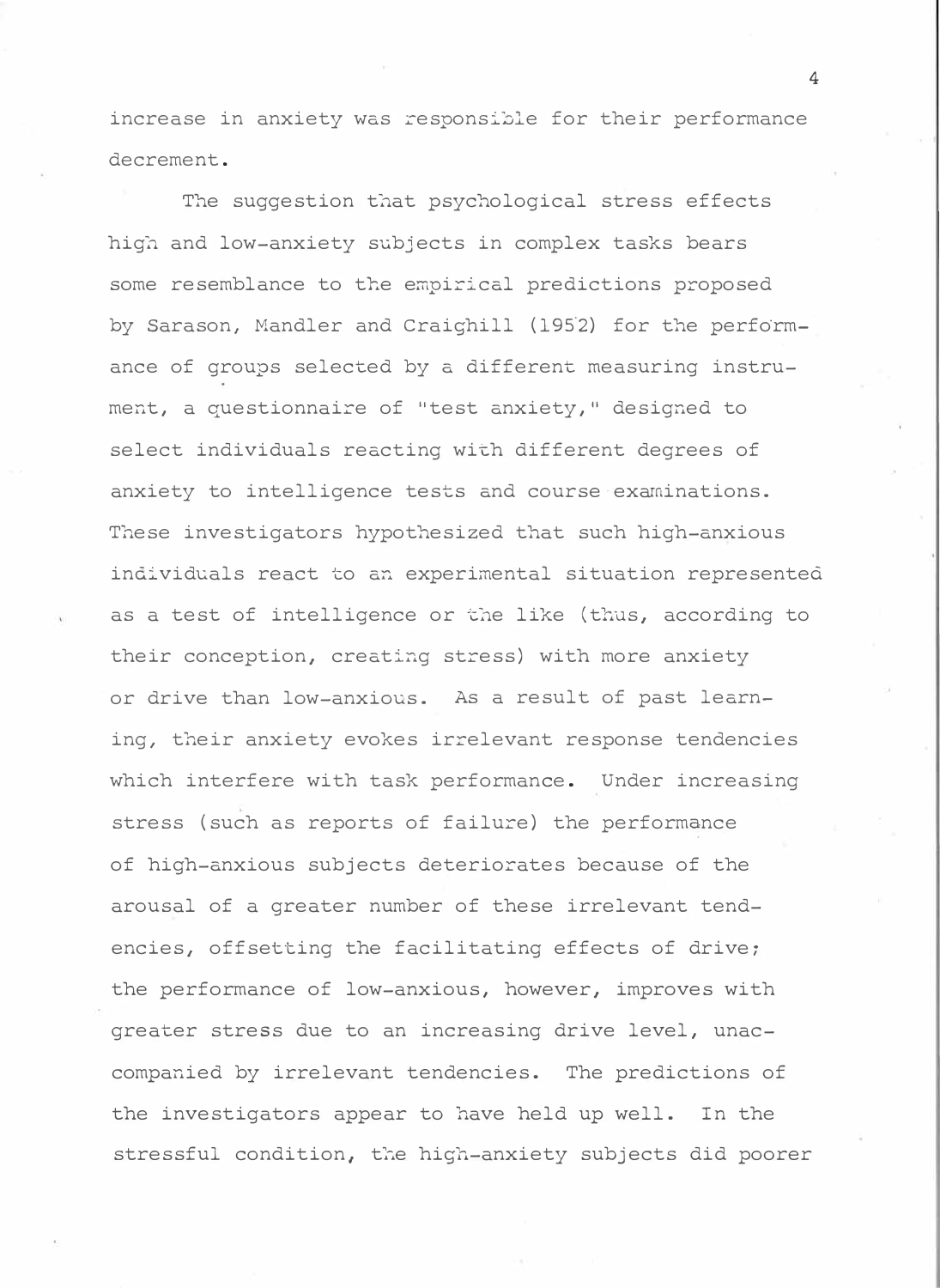increase in anxiety was responsible for their performance decrement.

The suggestion that psychological stress effects high and low-anxiety subjects in complex tasks bears some resemblance to the empirical predictions proposed by Sarason, Mandler and Craighill (1952) for the performance of groups selected by a different measuring instrument, a questionnaire of "test anxiety," designed to select individuals reacting with different degrees of anxiety to intelligence tests and course examinations. These investigators hypothesized that such high-anxious individuals react to an experimental situation represented as a test of intelligence or the like (thus, according to their conception, creating stress) with more anxiety or drive than low-anxious. As a result of past learning, their anxiety evokes irrelevant response tendencies which interfere with task performance. Under increasing stress (such as reports of failure) the performance of high-anxious subjects deteriorates because of the arousal of a greater number of these irrelevant tendencies, offsetting the facilitating effects of drive; the performance of low-anxious, however, improves with greater stress due to an increasing drive level, unaccompanied by irrelevant tendencies. The predictions of the investigators appear to have held up well. In the stressful condition, the high-anxiety subjects did poorer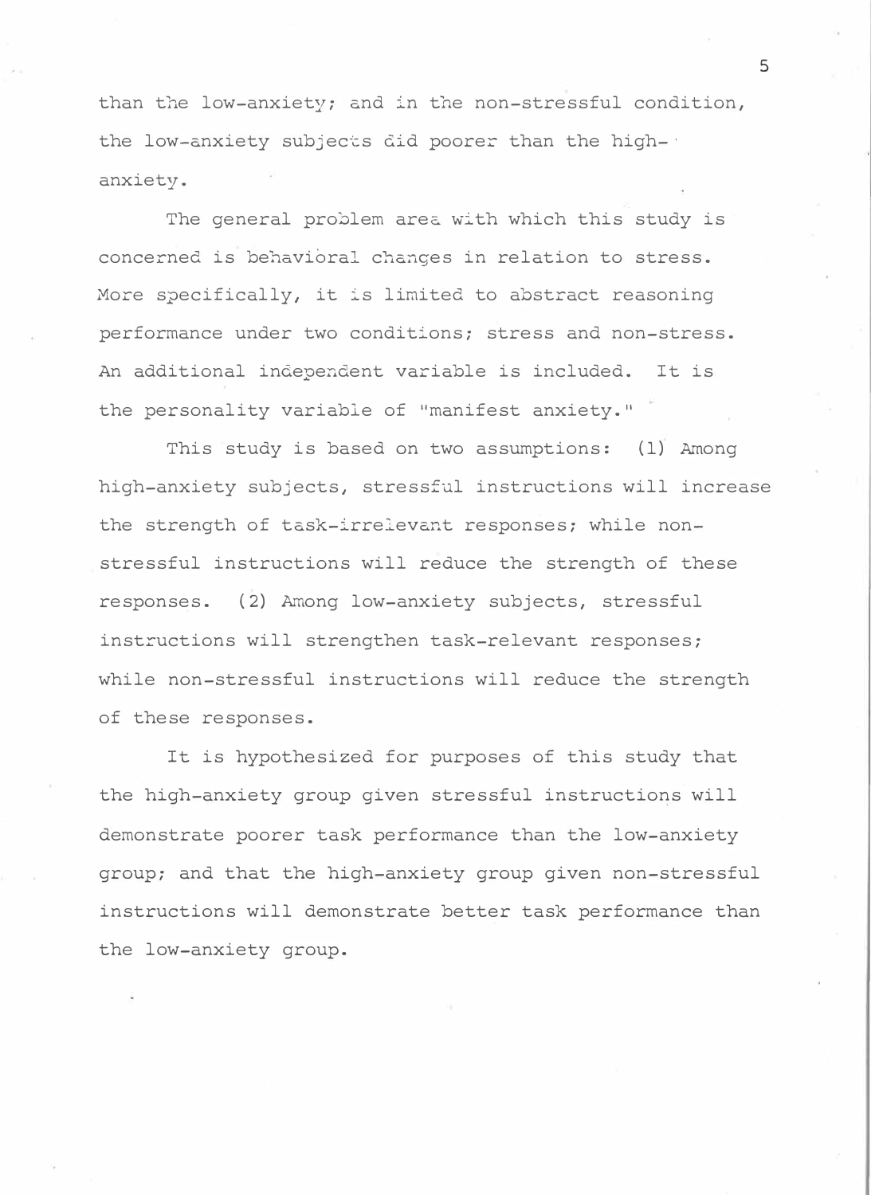than the low-anxiety; and in the non-stressful condition, the low-anxiety subjects did poorer than the high-anxiety.

The general problem area with which this study is concerned is behavioral changes in relation to stress. More specifically, it is limited to abstract reasoning performance under two conditions; stress and non-stress. An additional independent variable is included. It is the personality variable of "manifest anxiety."

This study is based on two assumptions: (1) Among high-anxiety subjects, stressful instructions will increase the strength of task-irrelevant responses; while non-stressful instructions will reduce the strength of these responses. (2) Among low-anxiety subjects, stressful instructions will strengthen task-relevant responses; while non-stressful instructions will reduce the strength of these responses.

It is hypothesized for purposes of this study that the high-anxiety group given stressful instructions will demonstrate poorer task performance than the low-anxiety group; and that the high-anxiety group given non-stressful instructions will demonstrate better task performance than the low-anxiety group.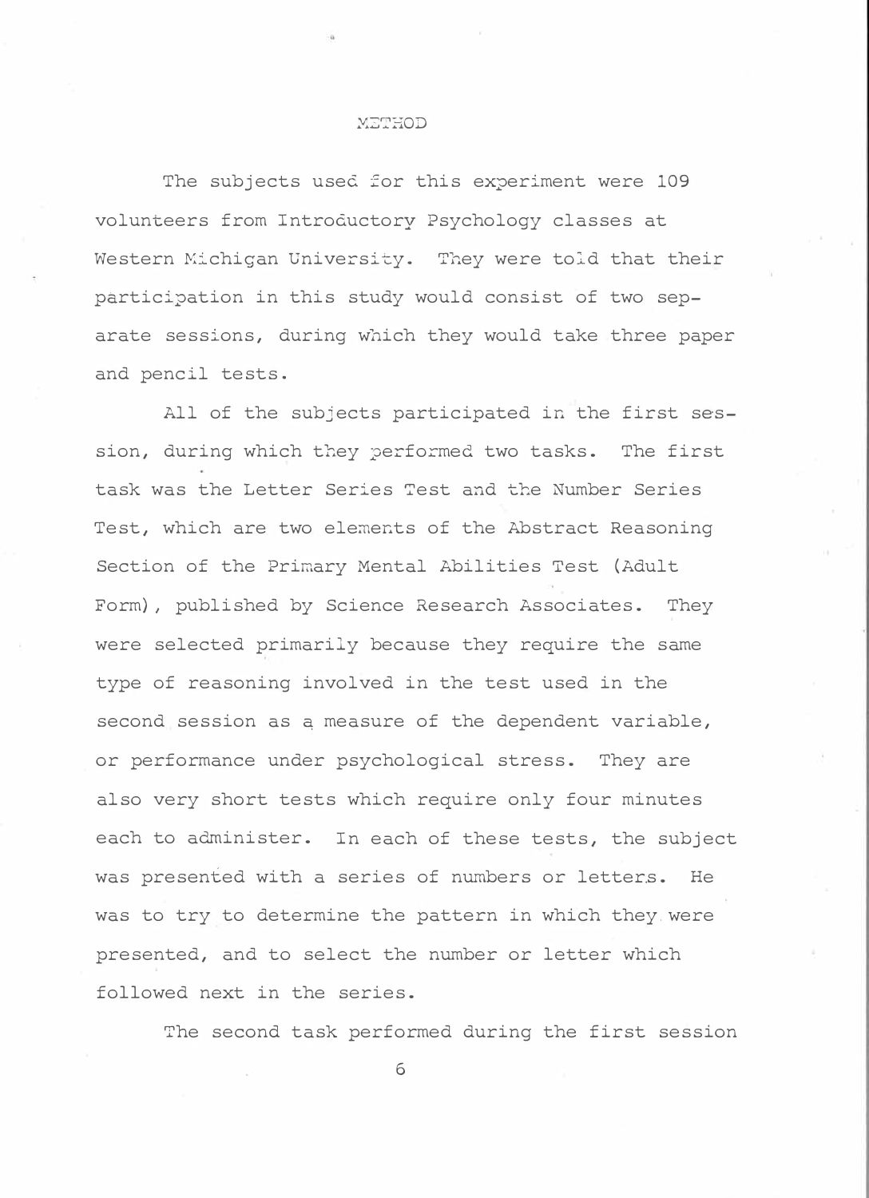# METHOD

The subjects used for this experiment were 109 volunteers from Introductory Psychology classes at Western Michigan University. They were told that their participation in this study would consist of two separate sessions, during which they would take three paper and pencil tests.

All of the subjects participated in the first session, during which they performed two tasks. The first task was the Letter Series Test and the Number Series Test, which are two elements of the Abstract Reasoning Section of the Primary Mental Abilities Test (Adult Form), published by Science Research Associates. They were selected primarily because they require the same type of reasoning involved in the test used in the second session as a measure of the dependent variable, or performance under psychological stress. They are also very short tests which require only four minutes each to administer. In each of these tests, the subject was presented with a series of numbers or letters. He was to try to determine the pattern in which they were presented, and to select the number or letter which followed next in the series.

The second task performed during the first session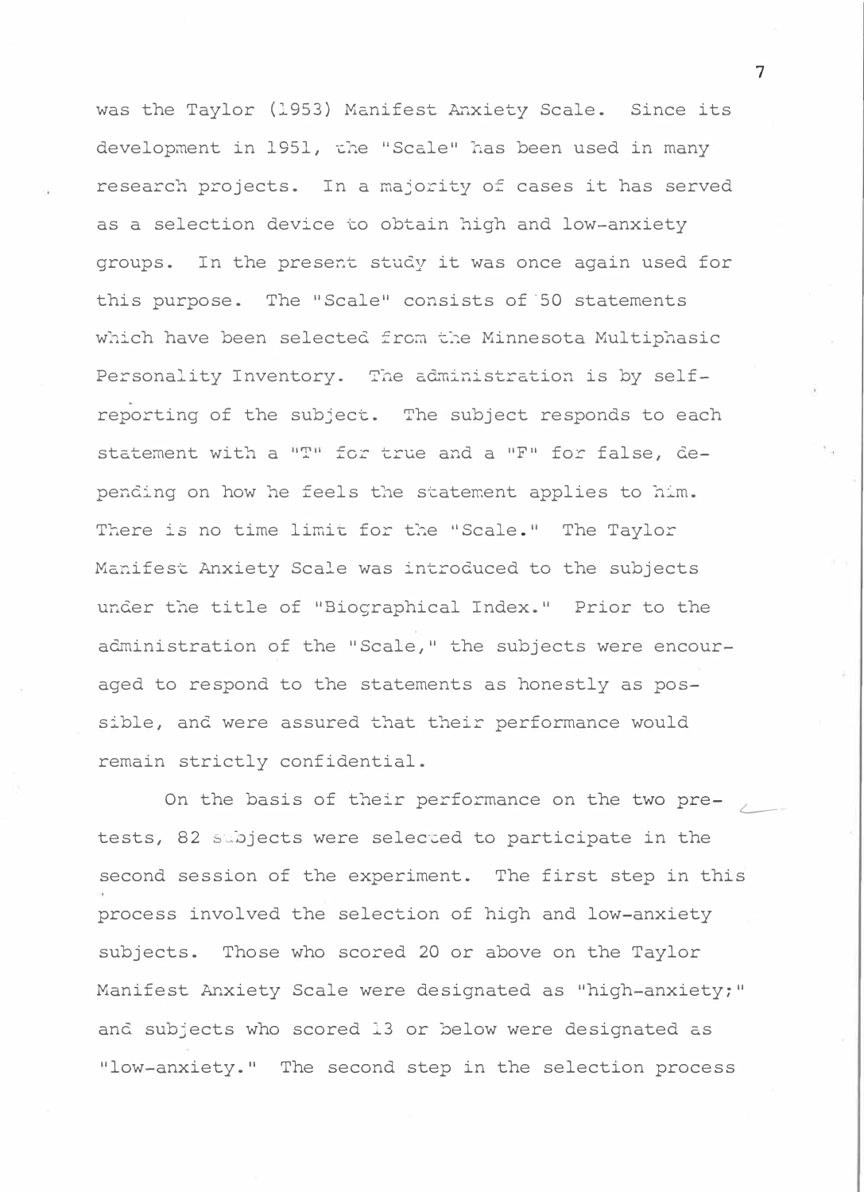was the Taylor (1953) Manifest Anxiety Scale. Since its development in 1951, the "Scale" has been used in many research projects. In a majority of cases it has served as a selection device to obtain high and low-anxiety groups. In the present study it was once again used for this purpose. The "Scale" consists of 50 statements which have been selected from the Minnesota Multiphasic Personality Inventory. The administration is by self-reporting of the subject. The subject responds to each statement with a "T" for true and a "F" for false, depending on how he feels the statement applies to him. There is no time limit for the "Scale." The Taylor Manifest Anxiety Scale was introduced to the subjects under the title of "Biographical Index." Prior to the administration of the "Scale," the subjects were encouraged to respond to the statements as honestly as possible, and were assured that their performance would remain strictly confidential.

On the basis of their performance on the two pretests, 82 subjects were selected to participate in the second session of the experiment. The first step in this process involved the selection of high and low-anxiety subjects. Those who scored 20 or above on the Taylor Manifest Anxiety Scale were designated as "high-anxiety;" and subjects who scored 13 or below were designated as "low-anxiety." The second step in the selection process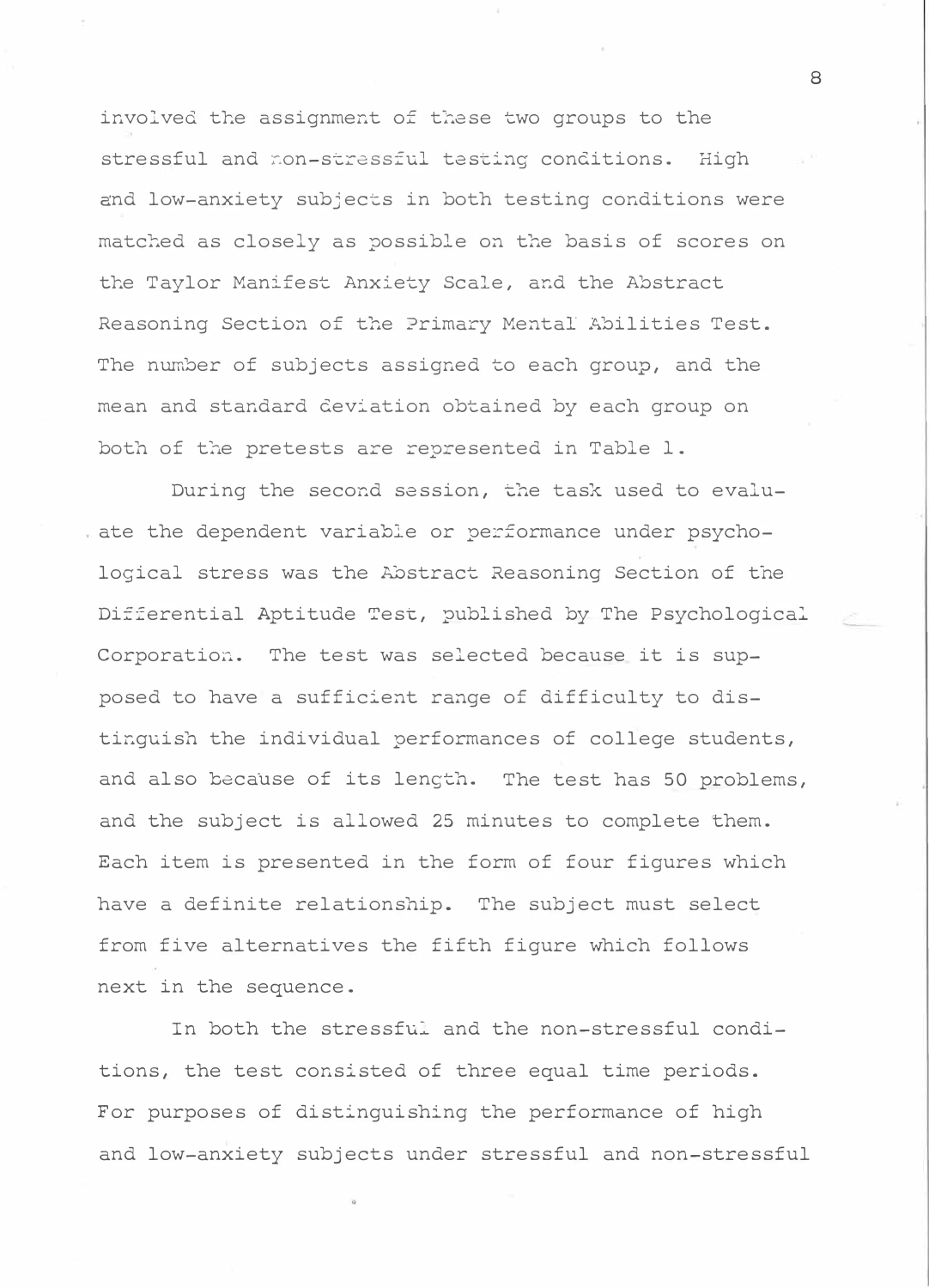involved the assignment of these two groups to the stressful and non-stressful testing conditions. High and low-anxiety subjects in both testing conditions were matched as closely as possible on the basis of scores on the Taylor Manifest Anxiety Scale, and the Abstract Reasoning Section of the Primary Mental Abilities Test. The number of subjects assigned to each group, and the mean and standard deviation obtained by each group on both of the pretests are represented in Table 1.

During the second session, the task used to evaluate the dependent variable or performance under psychological stress was the Abstract Reasoning Section of the Differential Aptitude Test, published by The Psychological Corporation. The test was selected because it is supposed to have a sufficient range of difficulty to distinguish the individual performances of college students, and also because of its length. The test has 50 problems, and the subject is allowed 25 minutes to complete them. Each item is presented in the form of four figures which have a definite relationship. The subject must select from five alternatives the fifth figure which follows next in the sequence.

In both the stressful and the non-stressful conditions, the test consisted of three equal time periods. For purposes of distinguishing the performance of high and low-anxiety subjects under stressful and non-stressful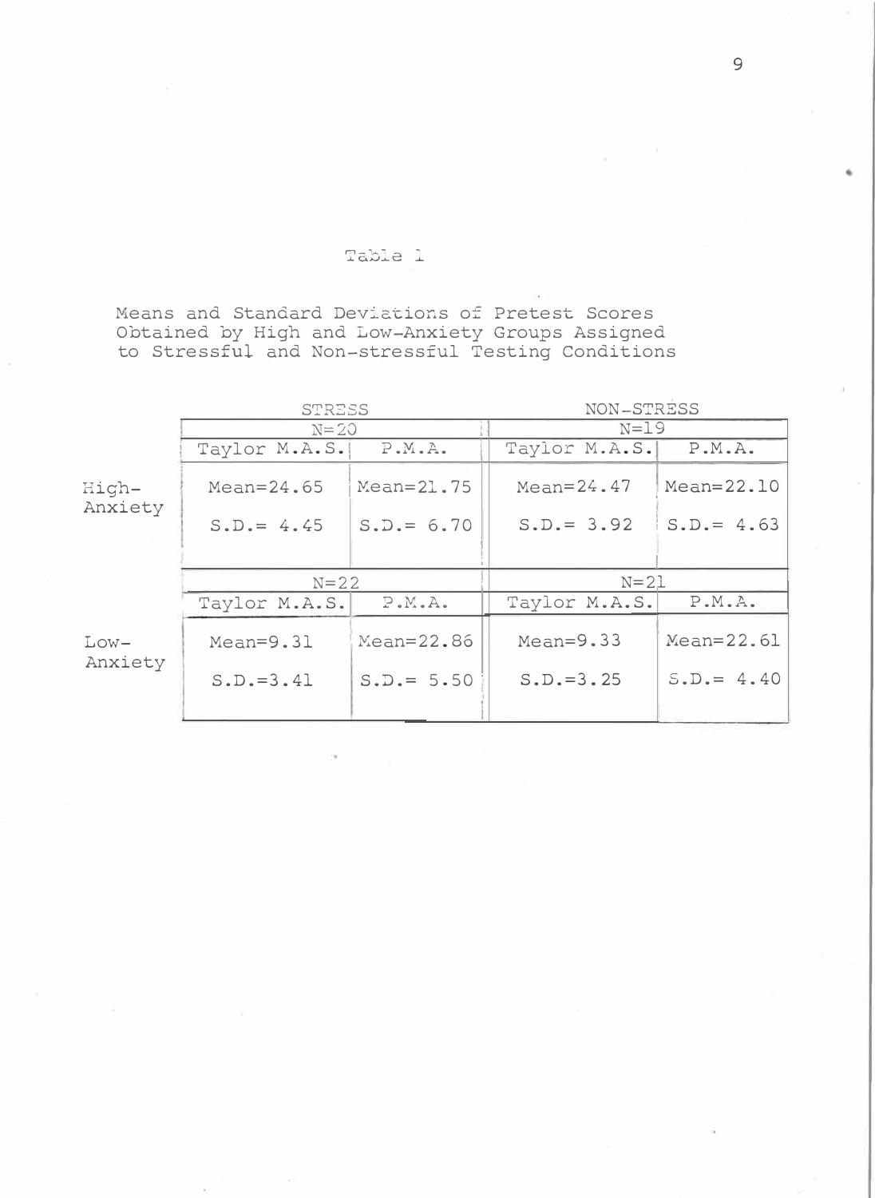Table 1

Means and Standard Deviations of Pretest Scores Obtained by High and Low-Anxiety Groups Assigned to Stressful and Non-stressful Testing Conditions

| | STRESS | | NON-STRESS | |
|---|---|---|---|---|
| | N=20 | | N=19 | |
| | Taylor M.A.S. | P.M.A. | Taylor M.A.S. | P.M.A. |
| High-Anxiety | Mean=24.65<br>S.D.= 4.45 | Mean=21.75<br>S.D.= 6.70 | Mean=24.47<br>S.D.= 3.92 | Mean=22.10<br>S.D.= 4.63 |
| | N=22 | | N=21 | |
| | Taylor M.A.S. | P.M.A. | Taylor M.A.S. | P.M.A. |
| Low-Anxiety | Mean=9.31<br>S.D.=3.41 | Mean=22.86<br>S.D.= 5.50 | Mean=9.33<br>S.D.=3.25 | Mean=22.61<br>S.D.= 4.40 |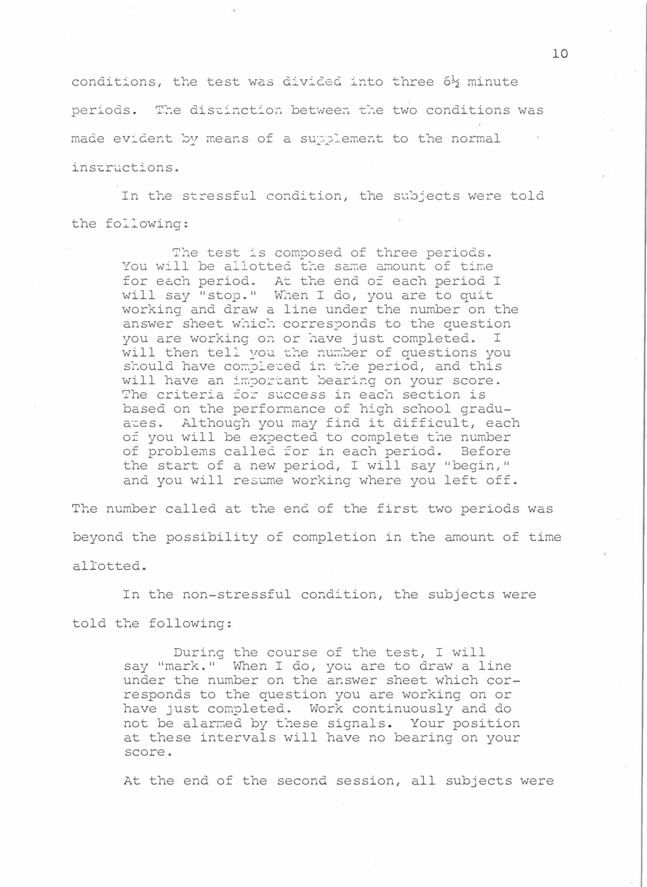conditions, the test was divided into three $6\frac{1}{2}$ minute periods. The distinction between the two conditions was made evident by means of a supplement to the normal instructions.

In the stressful condition, the subjects were told the following:

> The test is composed of three periods. You will be allotted the same amount of time for each period. At the end of each period I will say "stop." When I do, you are to quit working and draw a line under the number on the answer sheet which corresponds to the question you are working on or have just completed. I will then tell you the number of questions you should have completed in the period, and this will have an important bearing on your score. The criteria for success in each section is based on the performance of high school graduates. Although you may find it difficult, each of you will be expected to complete the number of problems called for in each period. Before the start of a new period, I will say "begin," and you will resume working where you left off.

The number called at the end of the first two periods was beyond the possibility of completion in the amount of time allotted.

In the non-stressful condition, the subjects were told the following:

> During the course of the test, I will say "mark." When I do, you are to draw a line under the number on the answer sheet which corresponds to the question you are working on or have just completed. Work continuously and do not be alarmed by these signals. Your position at these intervals will have no bearing on your score.

At the end of the second session, all subjects were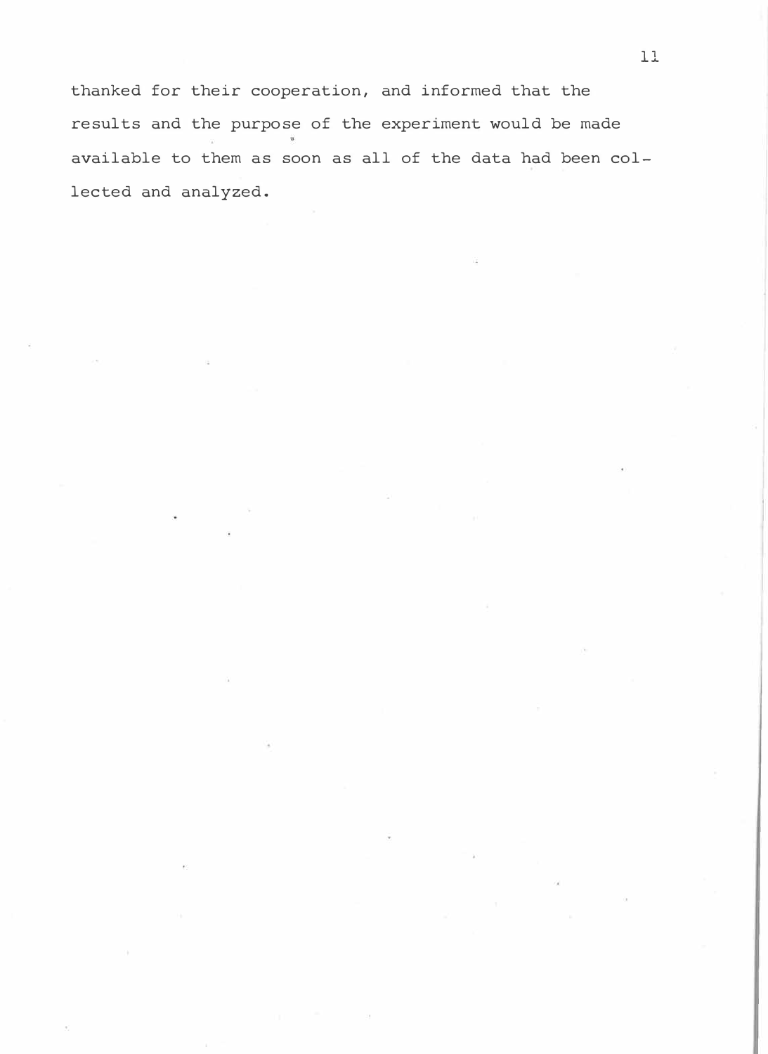thanked for their cooperation, and informed that the results and the purpose of the experiment would be made available to them as soon as all of the data had been collected and analyzed.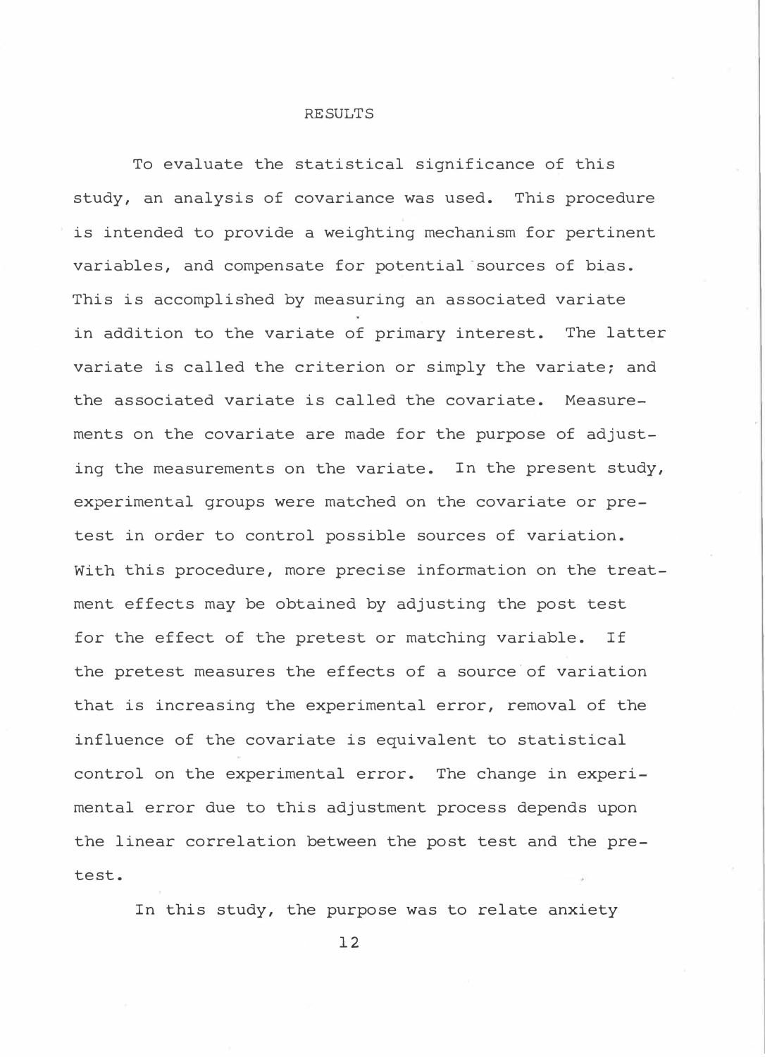# RESULTS

To evaluate the statistical significance of this study, an analysis of covariance was used. This procedure is intended to provide a weighting mechanism for pertinent variables, and compensate for potential sources of bias. This is accomplished by measuring an associated variate in addition to the variate of primary interest. The latter variate is called the criterion or simply the variate; and the associated variate is called the covariate. Measurements on the covariate are made for the purpose of adjusting the measurements on the variate. In the present study, experimental groups were matched on the covariate or pretest in order to control possible sources of variation. With this procedure, more precise information on the treatment effects may be obtained by adjusting the post test for the effect of the pretest or matching variable. If the pretest measures the effects of a source of variation that is increasing the experimental error, removal of the influence of the covariate is equivalent to statistical control on the experimental error. The change in experimental error due to this adjustment process depends upon the linear correlation between the post test and the pretest.

In this study, the purpose was to relate anxiety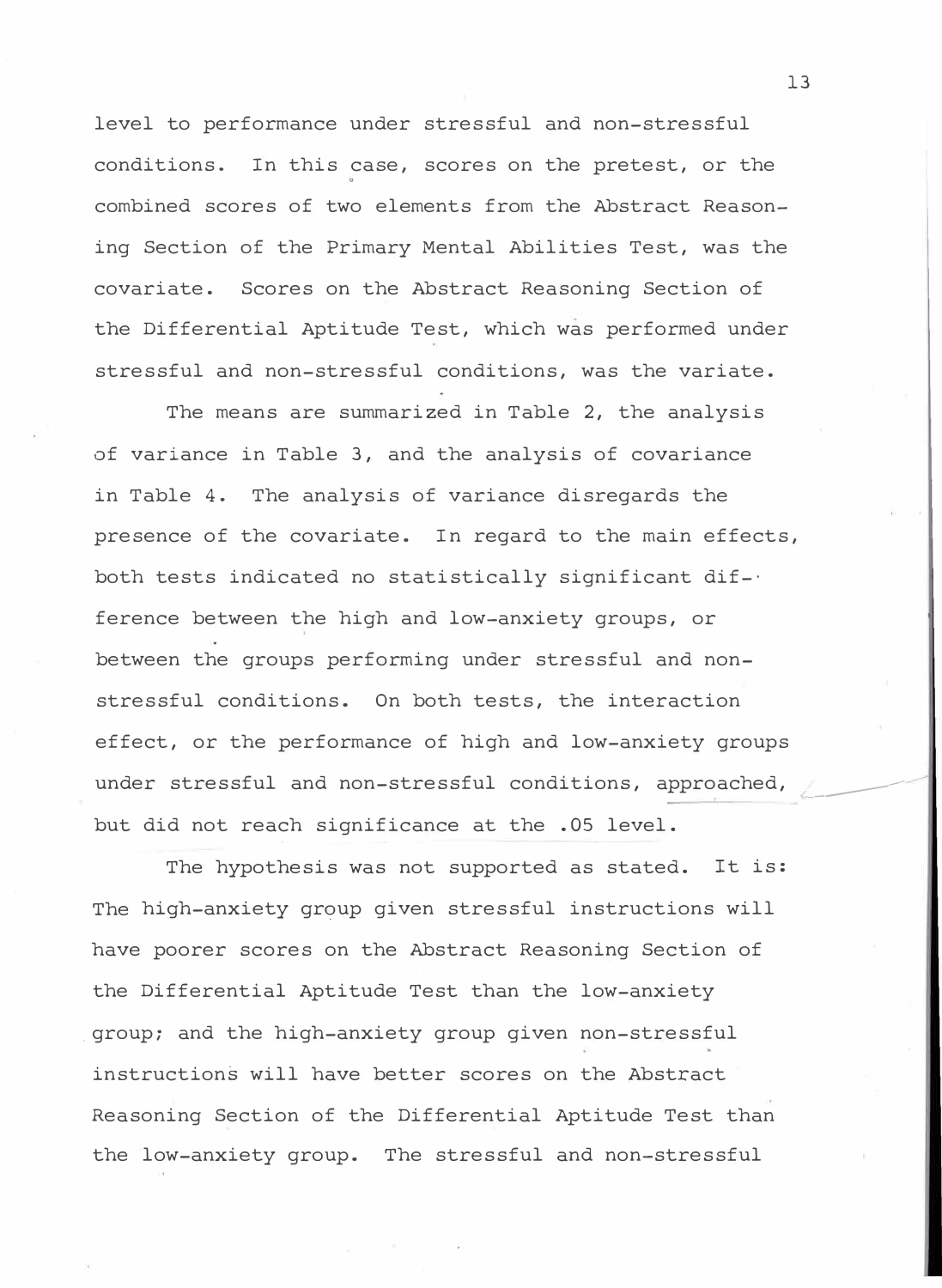level to performance under stressful and non-stressful conditions. In this case, scores on the pretest, or the combined scores of two elements from the Abstract Reasoning Section of the Primary Mental Abilities Test, was the covariate. Scores on the Abstract Reasoning Section of the Differential Aptitude Test, which was performed under stressful and non-stressful conditions, was the variate.

The means are summarized in Table 2, the analysis of variance in Table 3, and the analysis of covariance in Table 4. The analysis of variance disregards the presence of the covariate. In regard to the main effects, both tests indicated no statistically significant difference between the high and low-anxiety groups, or between the groups performing under stressful and non-stressful conditions. On both tests, the interaction effect, or the performance of high and low-anxiety groups under stressful and non-stressful conditions, approached, but did not reach significance at the .05 level.

The hypothesis was not supported as stated. It is: The high-anxiety group given stressful instructions will have poorer scores on the Abstract Reasoning Section of the Differential Aptitude Test than the low-anxiety group; and the high-anxiety group given non-stressful instructions will have better scores on the Abstract Reasoning Section of the Differential Aptitude Test than the low-anxiety group. The stressful and non-stressful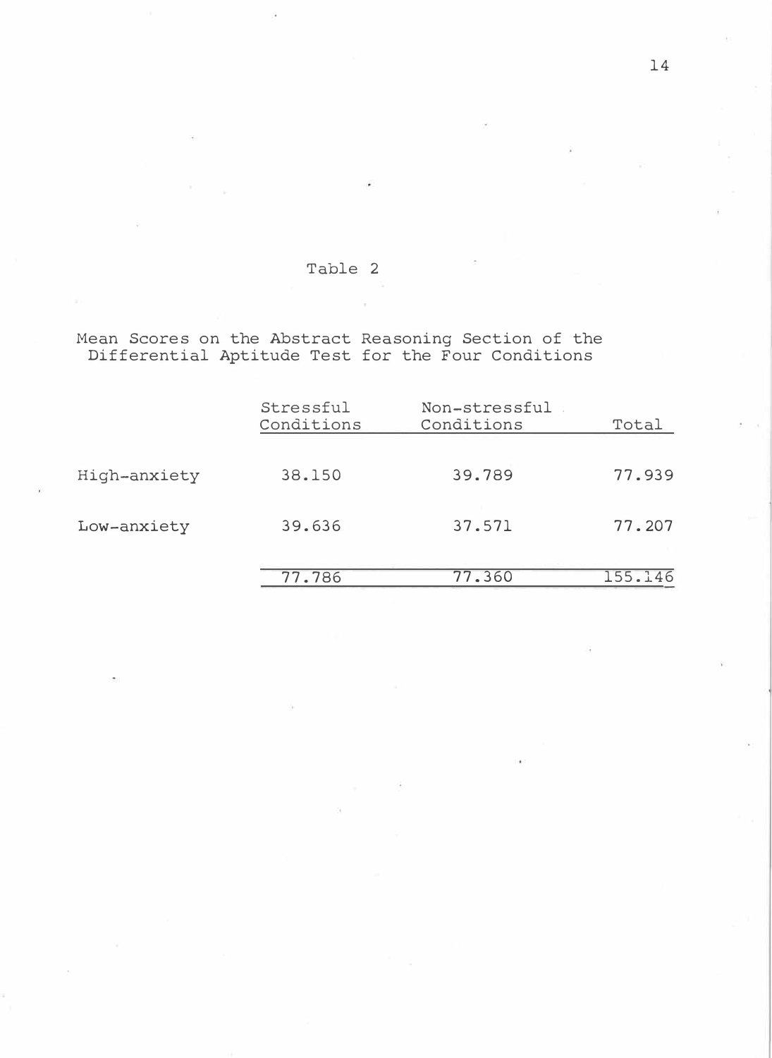Table 2

Mean Scores on the Abstract Reasoning Section of the Differential Aptitude Test for the Four Conditions

| | Stressful Conditions | Non-stressful Conditions | Total |
|---|---|---|---|
| High-anxiety | 38.150 | 39.789 | 77.939 |
| Low-anxiety | 39.636 | 37.571 | 77.207 |
| | 77.786 | 77.360 | 155.146 |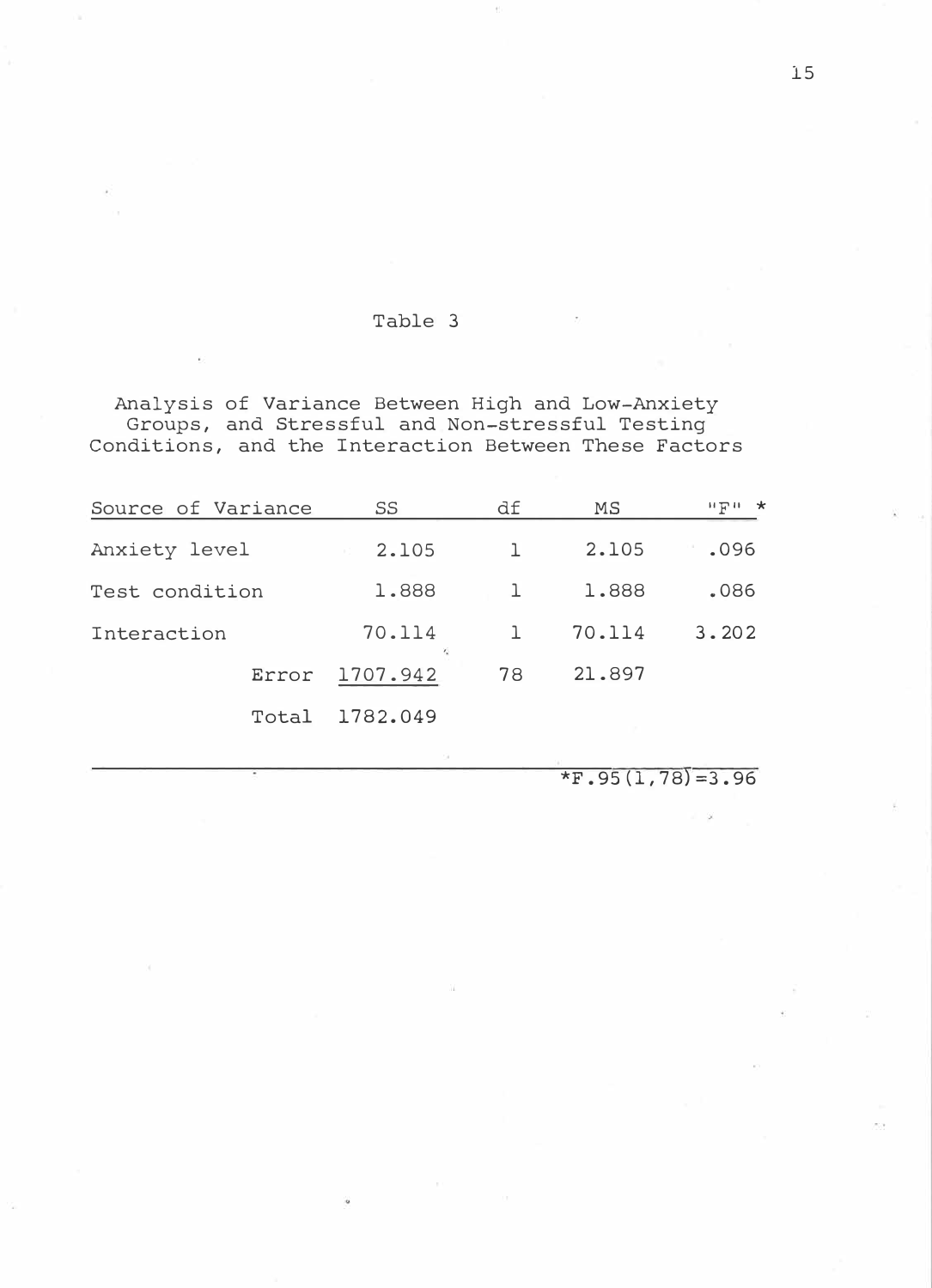Table 3

Analysis of Variance Between High and Low-Anxiety Groups, and Stressful and Non-stressful Testing Conditions, and the Interaction Between These Factors

| Source of Variance | SS | df | MS | "F" * |
|---|---|---|---|---|
| Anxiety level | 2.105 | 1 | 2.105 | .096 |
| Test condition | 1.888 | 1 | 1.888 | .086 |
| Interaction | 70.114 | 1 | 70.114 | 3.202 |
| Error | 1707.942 | 78 | 21.897 | |
| Total | 1782.049 | | | |

$*F_{.95(1,78)} = 3.96$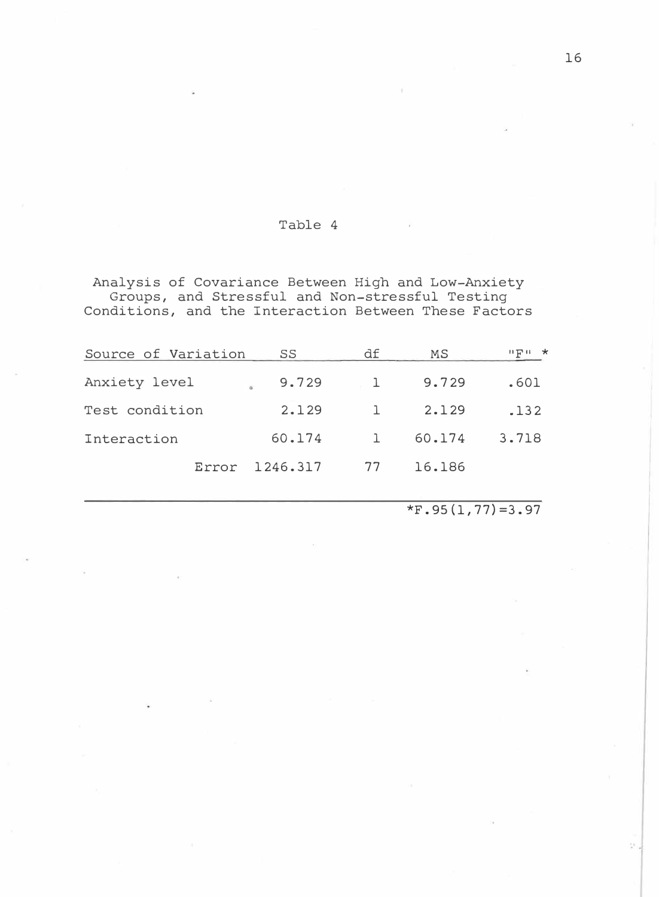Table 4

Analysis of Covariance Between High and Low-Anxiety Groups, and Stressful and Non-stressful Testing Conditions, and the Interaction Between These Factors

| Source of Variation | SS | df | MS | "F" * |
|---|---|---|---|---|
| Anxiety level | 9.729 | 1 | 9.729 | .601 |
| Test condition | 2.129 | 1 | 2.129 | .132 |
| Interaction | 60.174 | 1 | 60.174 | 3.718 |
| Error | 1246.317 | 77 | 16.186 | |

*F.95(1,77)=3.97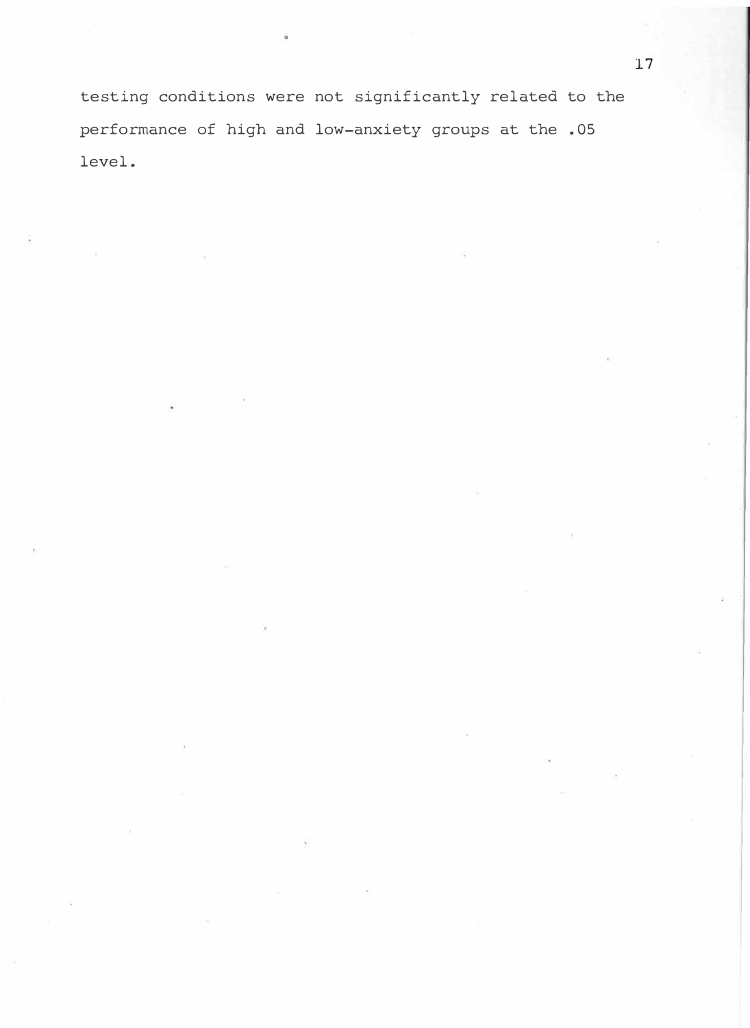testing conditions were not significantly related to the performance of high and low-anxiety groups at the .05 level.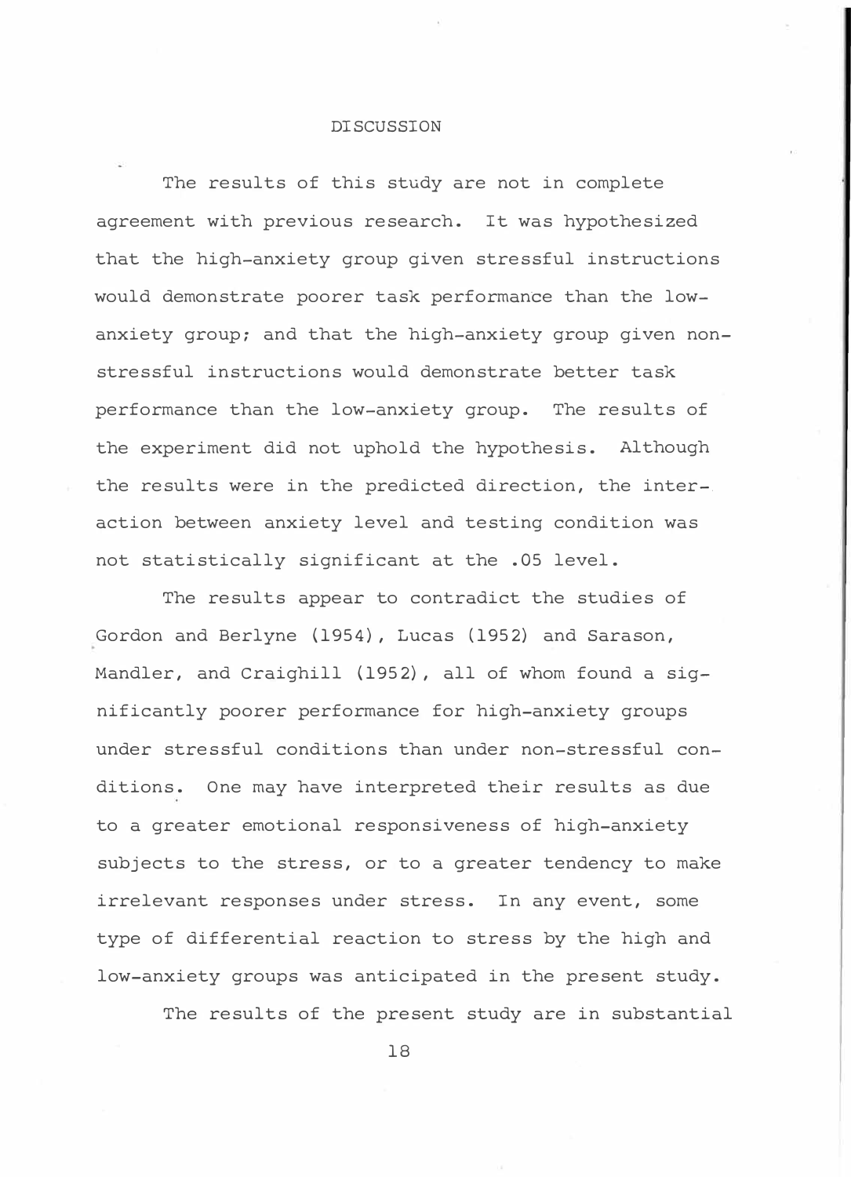# DISCUSSION

The results of this study are not in complete agreement with previous research. It was hypothesized that the high-anxiety group given stressful instructions would demonstrate poorer task performance than the low-anxiety group; and that the high-anxiety group given non-stressful instructions would demonstrate better task performance than the low-anxiety group. The results of the experiment did not uphold the hypothesis. Although the results were in the predicted direction, the interaction between anxiety level and testing condition was not statistically significant at the .05 level.

The results appear to contradict the studies of Gordon and Berlyne (1954), Lucas (1952) and Sarason, Mandler, and Craighill (1952), all of whom found a significantly poorer performance for high-anxiety groups under stressful conditions than under non-stressful conditions. One may have interpreted their results as due to a greater emotional responsiveness of high-anxiety subjects to the stress, or to a greater tendency to make irrelevant responses under stress. In any event, some type of differential reaction to stress by the high and low-anxiety groups was anticipated in the present study.

The results of the present study are in substantial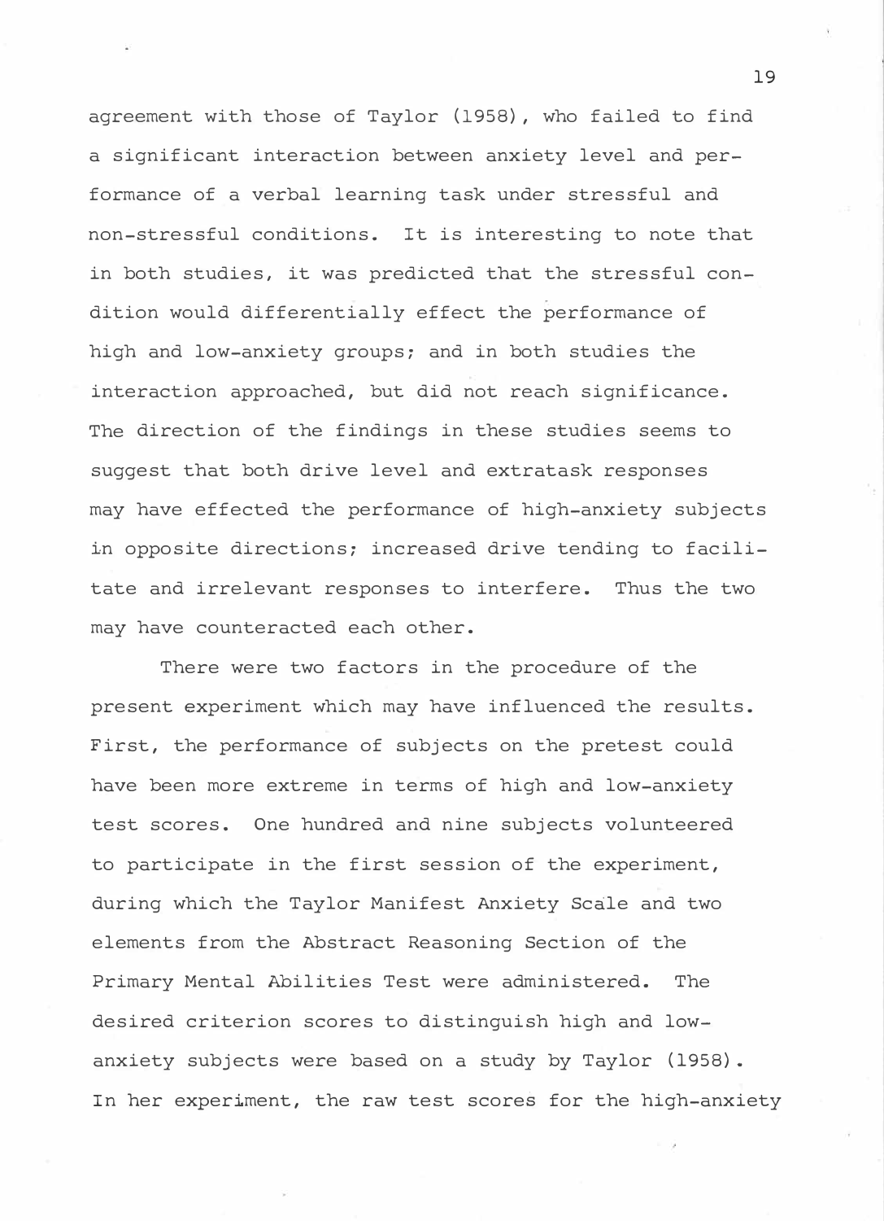agreement with those of Taylor (1958), who failed to find a significant interaction between anxiety level and performance of a verbal learning task under stressful and non-stressful conditions. It is interesting to note that in both studies, it was predicted that the stressful condition would differentially effect the performance of high and low-anxiety groups; and in both studies the interaction approached, but did not reach significance. The direction of the findings in these studies seems to suggest that both drive level and extratask responses may have effected the performance of high-anxiety subjects in opposite directions; increased drive tending to facilitate and irrelevant responses to interfere. Thus the two may have counteracted each other.

There were two factors in the procedure of the present experiment which may have influenced the results. First, the performance of subjects on the pretest could have been more extreme in terms of high and low-anxiety test scores. One hundred and nine subjects volunteered to participate in the first session of the experiment, during which the Taylor Manifest Anxiety Scale and two elements from the Abstract Reasoning Section of the Primary Mental Abilities Test were administered. The desired criterion scores to distinguish high and low-anxiety subjects were based on a study by Taylor (1958). In her experiment, the raw test scores for the high-anxiety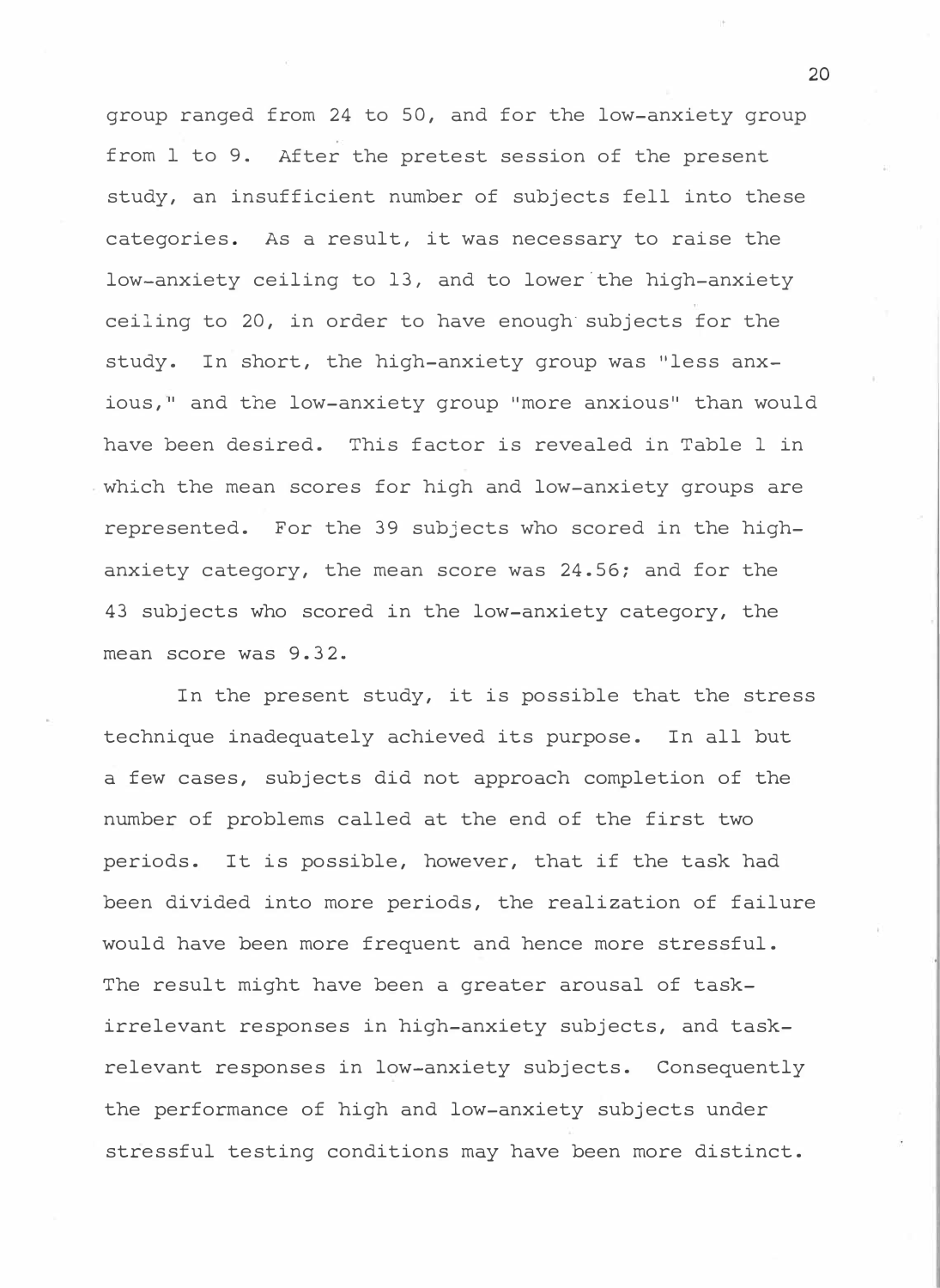group ranged from 24 to 50, and for the low-anxiety group from 1 to 9. After the pretest session of the present study, an insufficient number of subjects fell into these categories. As a result, it was necessary to raise the low-anxiety ceiling to 13, and to lower the high-anxiety ceiling to 20, in order to have enough subjects for the study. In short, the high-anxiety group was "less anxious," and the low-anxiety group "more anxious" than would have been desired. This factor is revealed in Table 1 in which the mean scores for high and low-anxiety groups are represented. For the 39 subjects who scored in the high-anxiety category, the mean score was 24.56; and for the 43 subjects who scored in the low-anxiety category, the mean score was 9.32.

In the present study, it is possible that the stress technique inadequately achieved its purpose. In all but a few cases, subjects did not approach completion of the number of problems called at the end of the first two periods. It is possible, however, that if the task had been divided into more periods, the realization of failure would have been more frequent and hence more stressful. The result might have been a greater arousal of task-irrelevant responses in high-anxiety subjects, and task-relevant responses in low-anxiety subjects. Consequently the performance of high and low-anxiety subjects under stressful testing conditions may have been more distinct.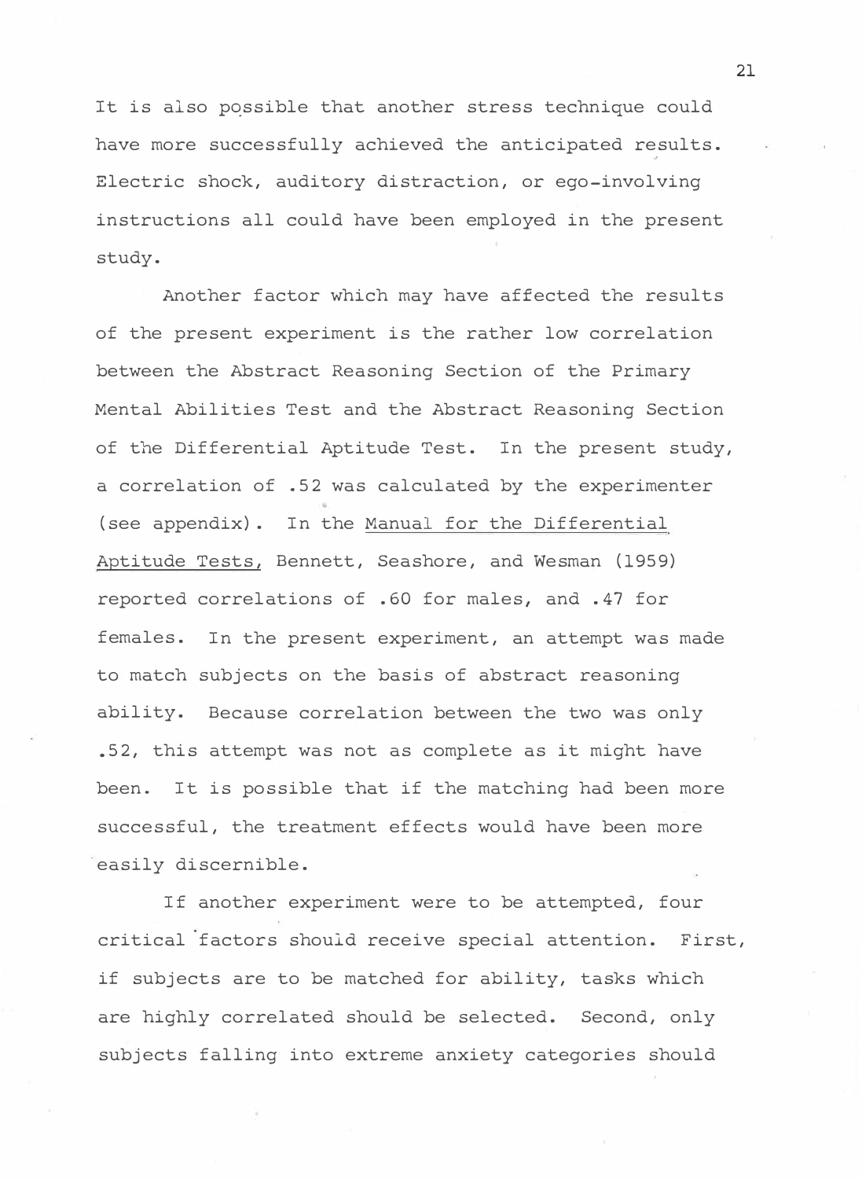It is also possible that another stress technique could have more successfully achieved the anticipated results. Electric shock, auditory distraction, or ego-involving instructions all could have been employed in the present study.

Another factor which may have affected the results of the present experiment is the rather low correlation between the Abstract Reasoning Section of the Primary Mental Abilities Test and the Abstract Reasoning Section of the Differential Aptitude Test. In the present study, a correlation of .52 was calculated by the experimenter (see appendix). In the *Manual for the Differential Aptitude Tests*, Bennett, Seashore, and Wesman (1959) reported correlations of .60 for males, and .47 for females. In the present experiment, an attempt was made to match subjects on the basis of abstract reasoning ability. Because correlation between the two was only .52, this attempt was not as complete as it might have been. It is possible that if the matching had been more successful, the treatment effects would have been more easily discernible.

If another experiment were to be attempted, four critical factors should receive special attention. First, if subjects are to be matched for ability, tasks which are highly correlated should be selected. Second, only subjects falling into extreme anxiety categories should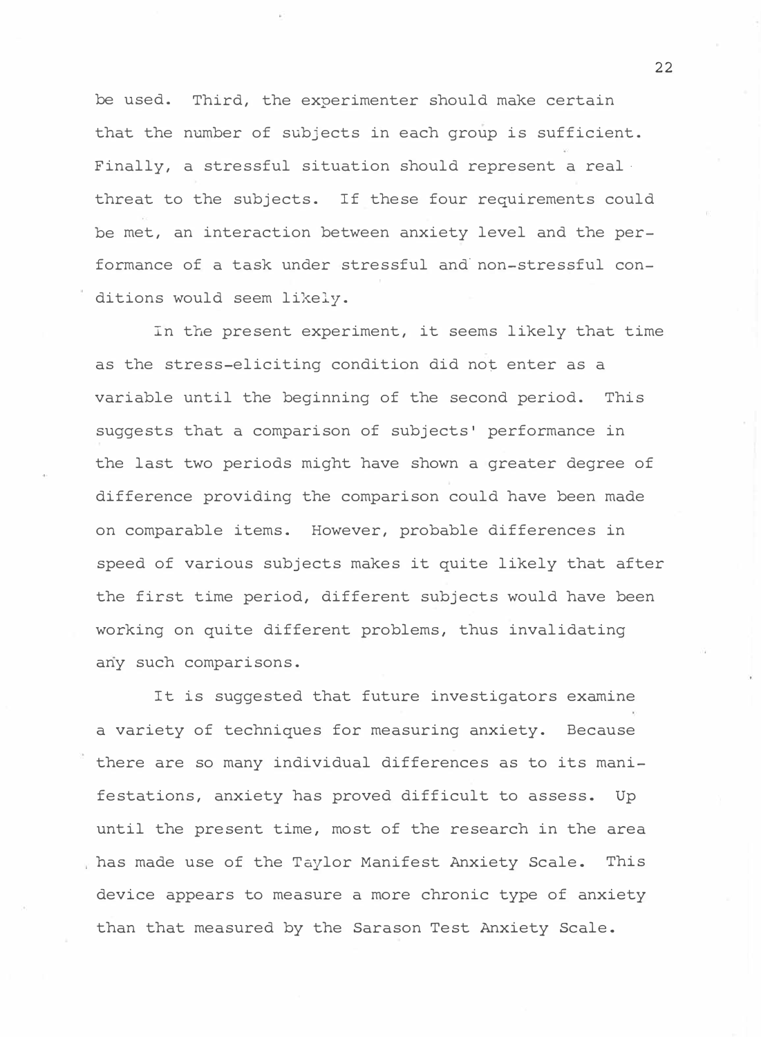be used. Third, the experimenter should make certain that the number of subjects in each group is sufficient. Finally, a stressful situation should represent a real threat to the subjects. If these four requirements could be met, an interaction between anxiety level and the performance of a task under stressful and non-stressful conditions would seem likely.

In the present experiment, it seems likely that time as the stress-eliciting condition did not enter as a variable until the beginning of the second period. This suggests that a comparison of subjects' performance in the last two periods might have shown a greater degree of difference providing the comparison could have been made on comparable items. However, probable differences in speed of various subjects makes it quite likely that after the first time period, different subjects would have been working on quite different problems, thus invalidating any such comparisons.

It is suggested that future investigators examine a variety of techniques for measuring anxiety. Because there are so many individual differences as to its manifestations, anxiety has proved difficult to assess. Up until the present time, most of the research in the area has made use of the Taylor Manifest Anxiety Scale. This device appears to measure a more chronic type of anxiety than that measured by the Sarason Test Anxiety Scale.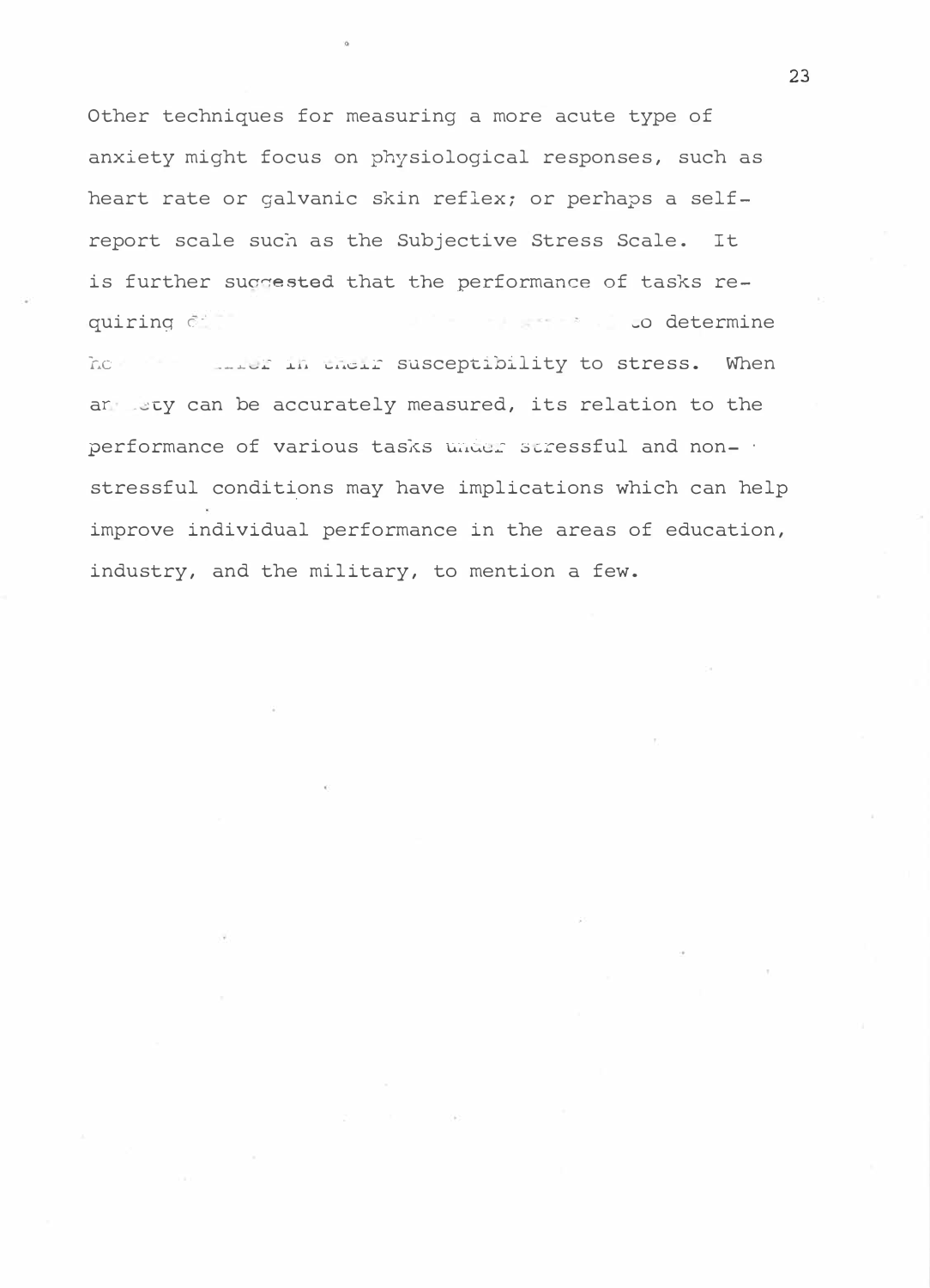Other techniques for measuring a more acute type of anxiety might focus on physiological responses, such as heart rate or galvanic skin reflex; or perhaps a self-report scale such as the Subjective Stress Scale. It is further suggested that the performance of tasks requiring d... to determine ho... differ in their susceptibility to stress. When anxiety can be accurately measured, its relation to the performance of various tasks under stressful and non-stressful conditions may have implications which can help improve individual performance in the areas of education, industry, and the military, to mention a few.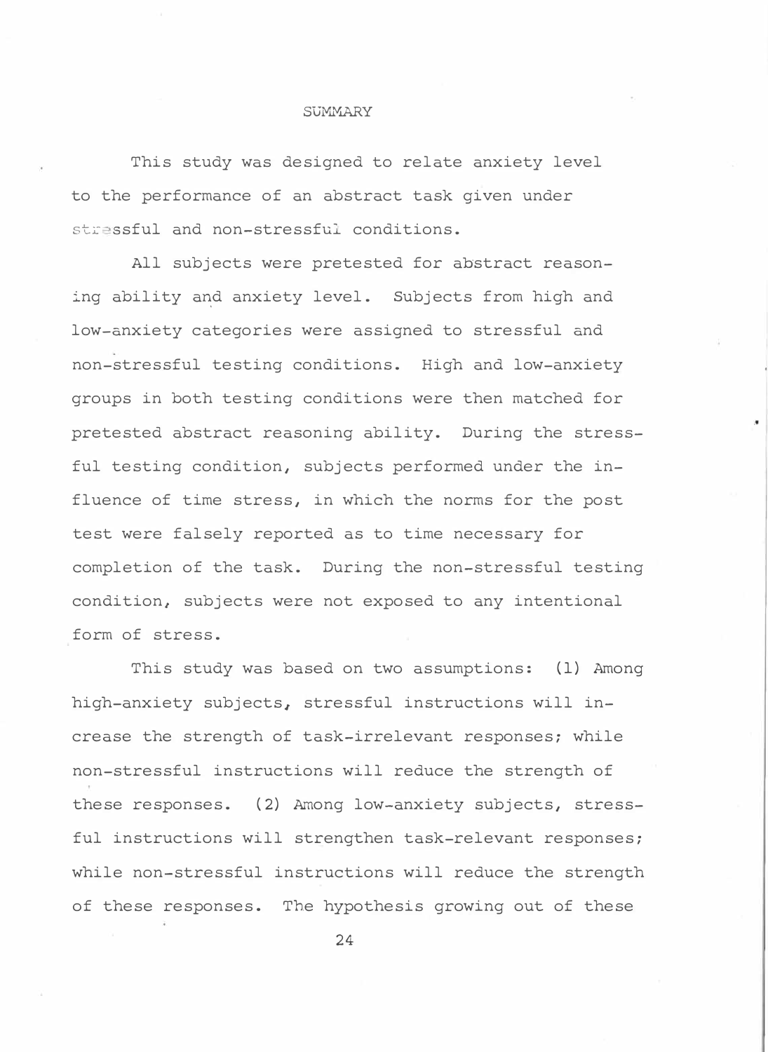# SUMMARY

This study was designed to relate anxiety level to the performance of an abstract task given under stressful and non-stressful conditions.

All subjects were pretested for abstract reasoning ability and anxiety level. Subjects from high and low-anxiety categories were assigned to stressful and non-stressful testing conditions. High and low-anxiety groups in both testing conditions were then matched for pretested abstract reasoning ability. During the stressful testing condition, subjects performed under the influence of time stress, in which the norms for the post test were falsely reported as to time necessary for completion of the task. During the non-stressful testing condition, subjects were not exposed to any intentional form of stress.

This study was based on two assumptions: (1) Among high-anxiety subjects, stressful instructions will increase the strength of task-irrelevant responses; while non-stressful instructions will reduce the strength of these responses. (2) Among low-anxiety subjects, stressful instructions will strengthen task-relevant responses; while non-stressful instructions will reduce the strength of these responses. The hypothesis growing out of these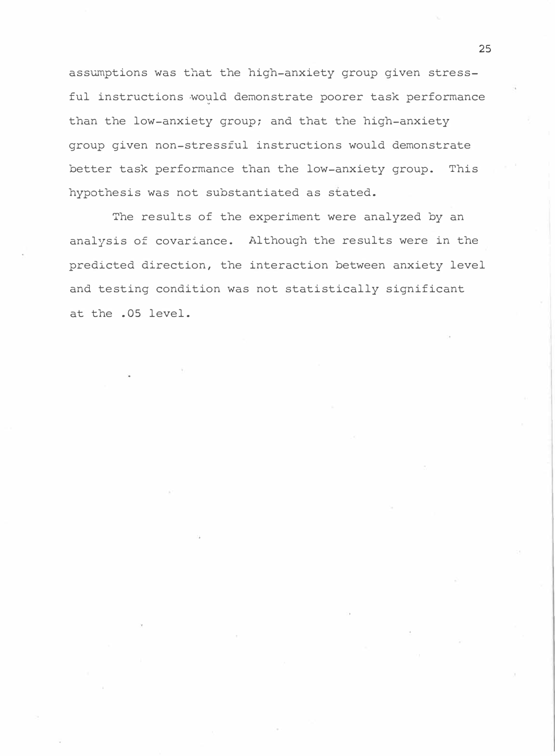assumptions was that the high-anxiety group given stressful instructions would demonstrate poorer task performance than the low-anxiety group; and that the high-anxiety group given non-stressful instructions would demonstrate better task performance than the low-anxiety group. This hypothesis was not substantiated as stated.

The results of the experiment were analyzed by an analysis of covariance. Although the results were in the predicted direction, the interaction between anxiety level and testing condition was not statistically significant at the .05 level.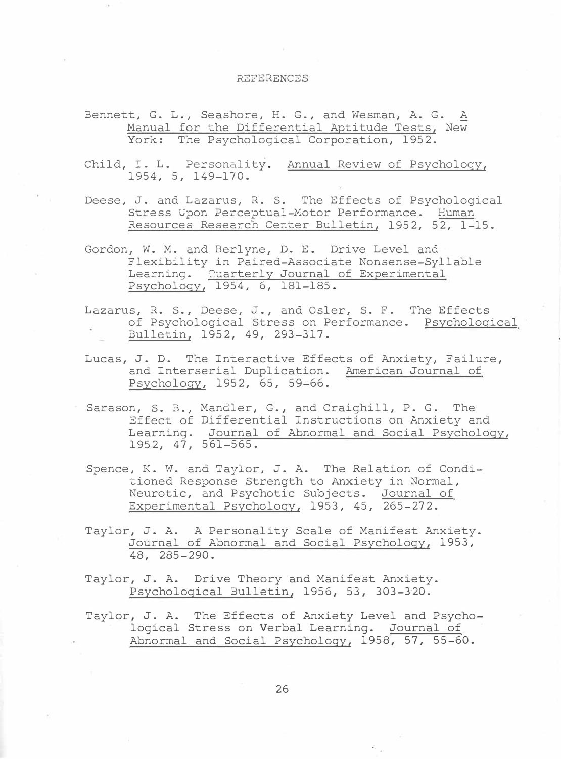# REFERENCES

Bennett, G. L., Seashore, H. G., and Wesman, A. G. A Manual for the Differential Aptitude Tests, New York: The Psychological Corporation, 1952.

Child, I. L. Personality. Annual Review of Psychology, 1954, 5, 149-170.

Deese, J. and Lazarus, R. S. The Effects of Psychological Stress Upon Perceptual-Motor Performance. Human Resources Research Center Bulletin, 1952, 52, 1-15.

Gordon, W. M. and Berlyne, D. E. Drive Level and Flexibility in Paired-Associate Nonsense-Syllable Learning. Quarterly Journal of Experimental Psychology, 1954, 6, 181-185.

Lazarus, R. S., Deese, J., and Osler, S. F. The Effects of Psychological Stress on Performance. Psychological Bulletin, 1952, 49, 293-317.

Lucas, J. D. The Interactive Effects of Anxiety, Failure, and Interserial Duplication. American Journal of Psychology, 1952, 65, 59-66.

Sarason, S. B., Mandler, G., and Craighill, P. G. The Effect of Differential Instructions on Anxiety and Learning. Journal of Abnormal and Social Psychology, 1952, 47, 561-565.

Spence, K. W. and Taylor, J. A. The Relation of Conditioned Response Strength to Anxiety in Normal, Neurotic, and Psychotic Subjects. Journal of Experimental Psychology, 1953, 45, 265-272.

Taylor, J. A. A Personality Scale of Manifest Anxiety. Journal of Abnormal and Social Psychology, 1953, 48, 285-290.

Taylor, J. A. Drive Theory and Manifest Anxiety. Psychological Bulletin, 1956, 53, 303-320.

Taylor, J. A. The Effects of Anxiety Level and Psychological Stress on Verbal Learning. Journal of Abnormal and Social Psychology, 1958, 57, 55-60.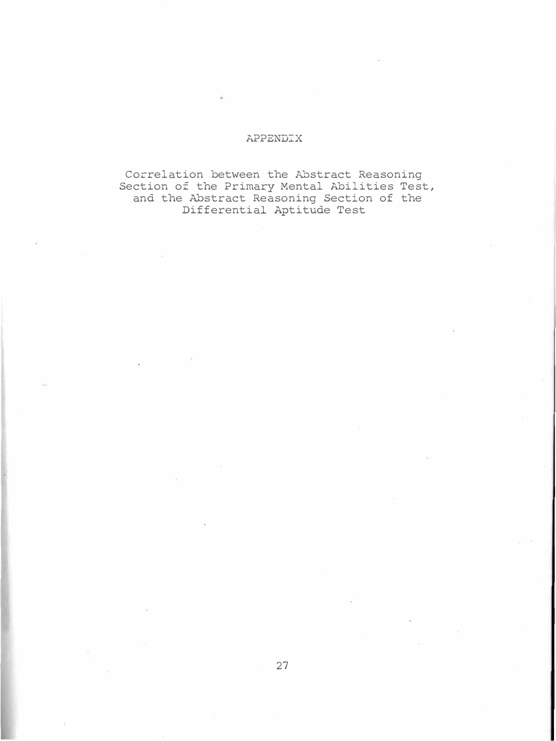# APPENDIX

Correlation between the Abstract Reasoning Section of the Primary Mental Abilities Test, and the Abstract Reasoning Section of the Differential Aptitude Test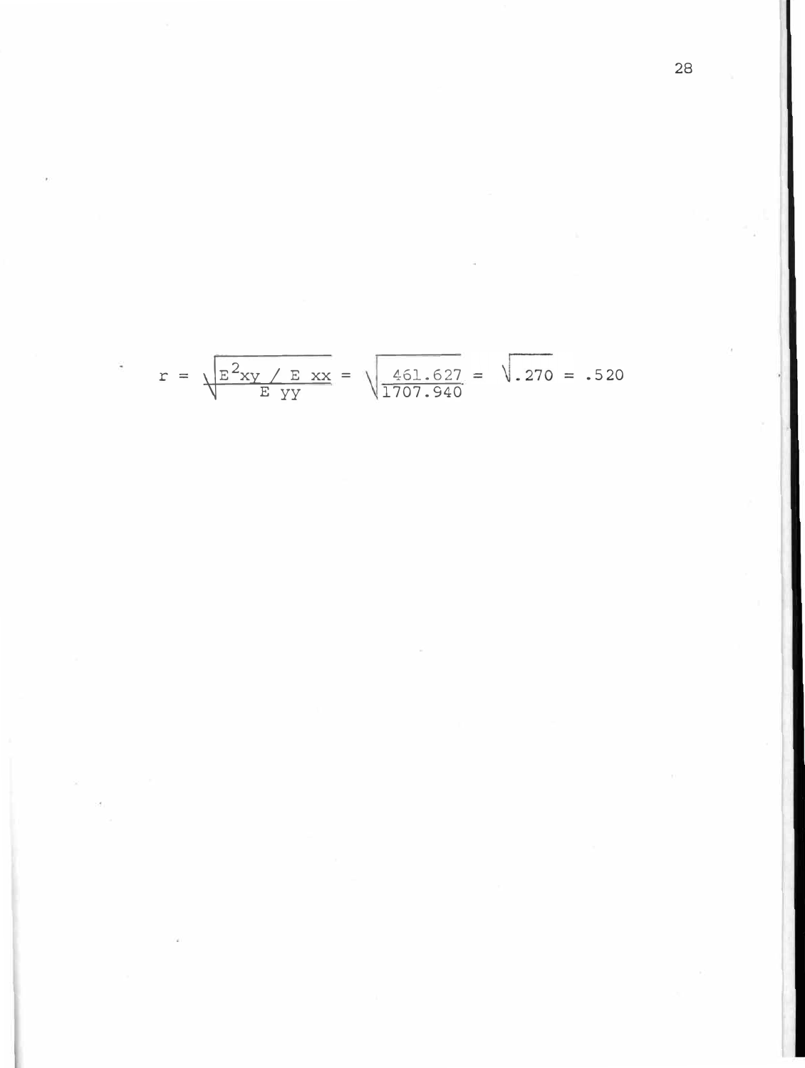$$r = \sqrt{\frac{E^2xy \ / \ E \ xx}{E \ yy}} = \sqrt{\frac{461.627}{1707.940}} = \sqrt{.270} = .520$$